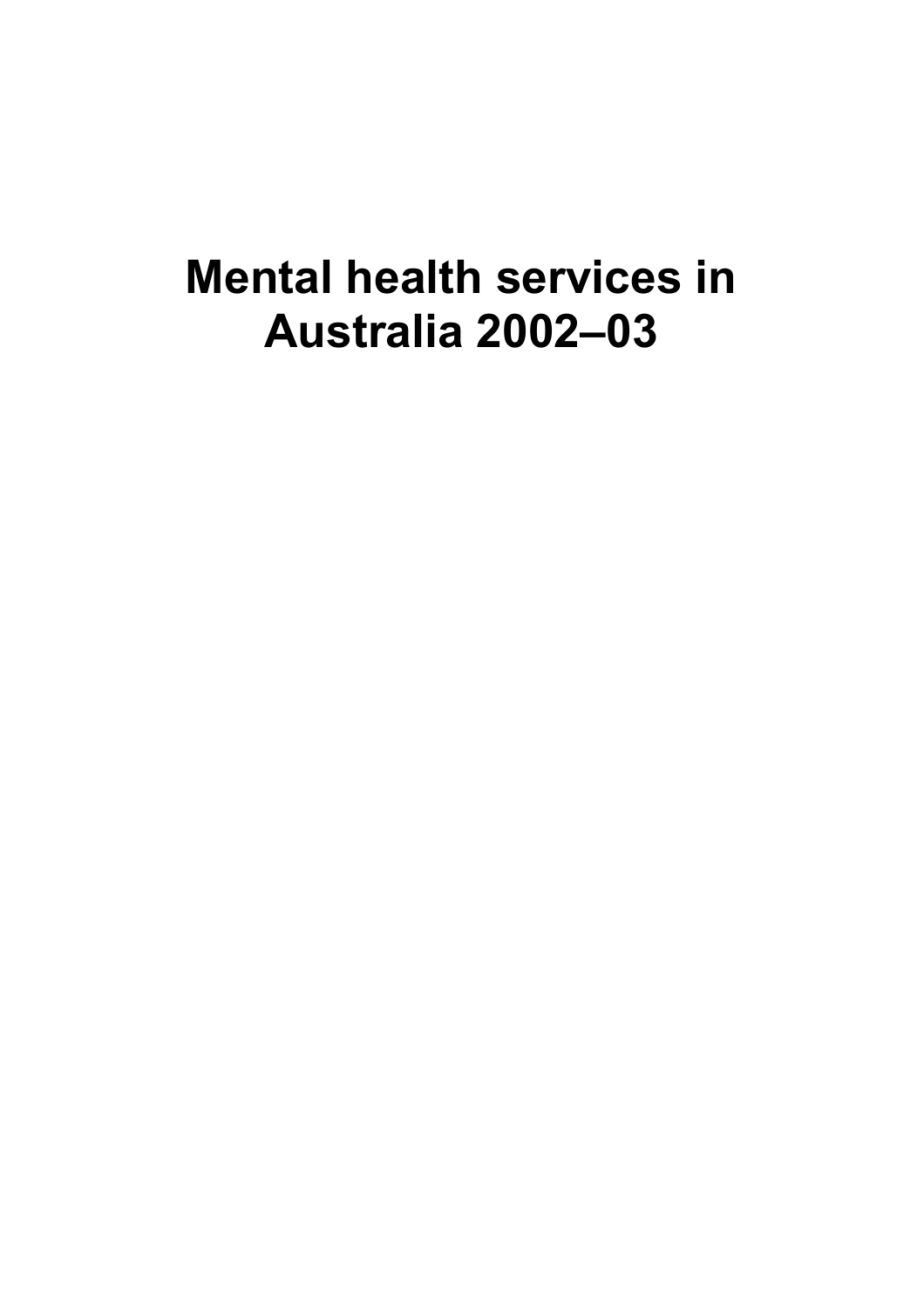# Mental health services in Australia 2002–03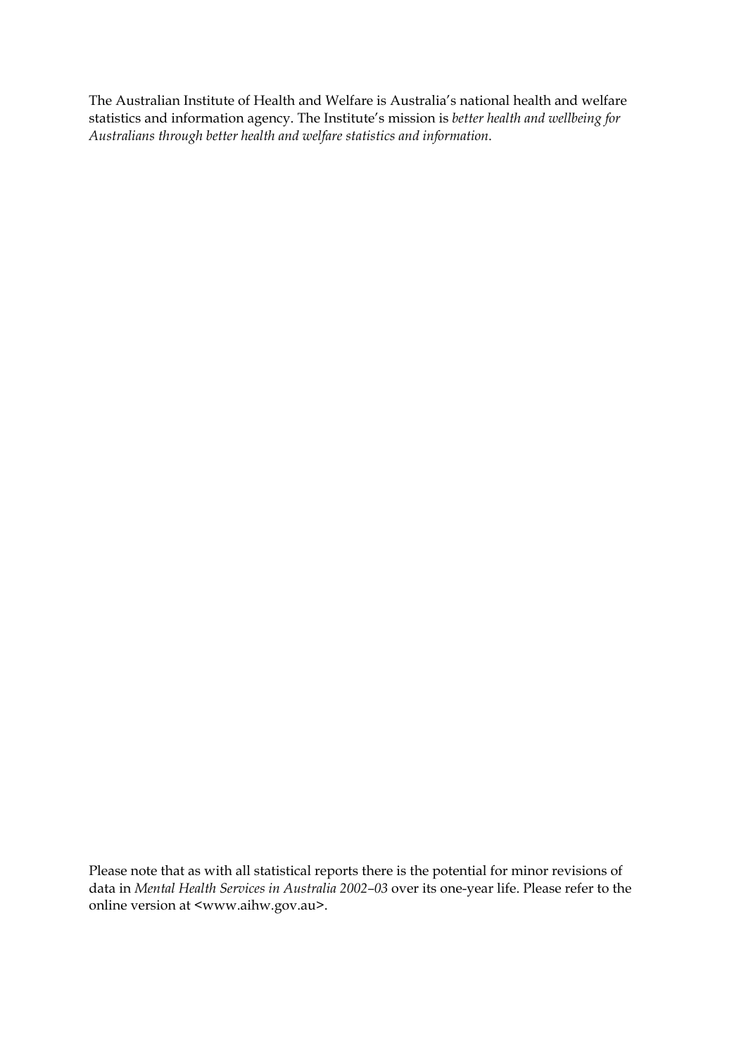The Australian Institute of Health and Welfare is Australia's national health and welfare statistics and information agency. The Institute's mission is *better health and wellbeing for Australians through better health and welfare statistics and information*.

Please note that as with all statistical reports there is the potential for minor revisions of data in *Mental Health Services in Australia 2002–03* over its one-year life. Please refer to the online version at <www.aihw.gov.au>.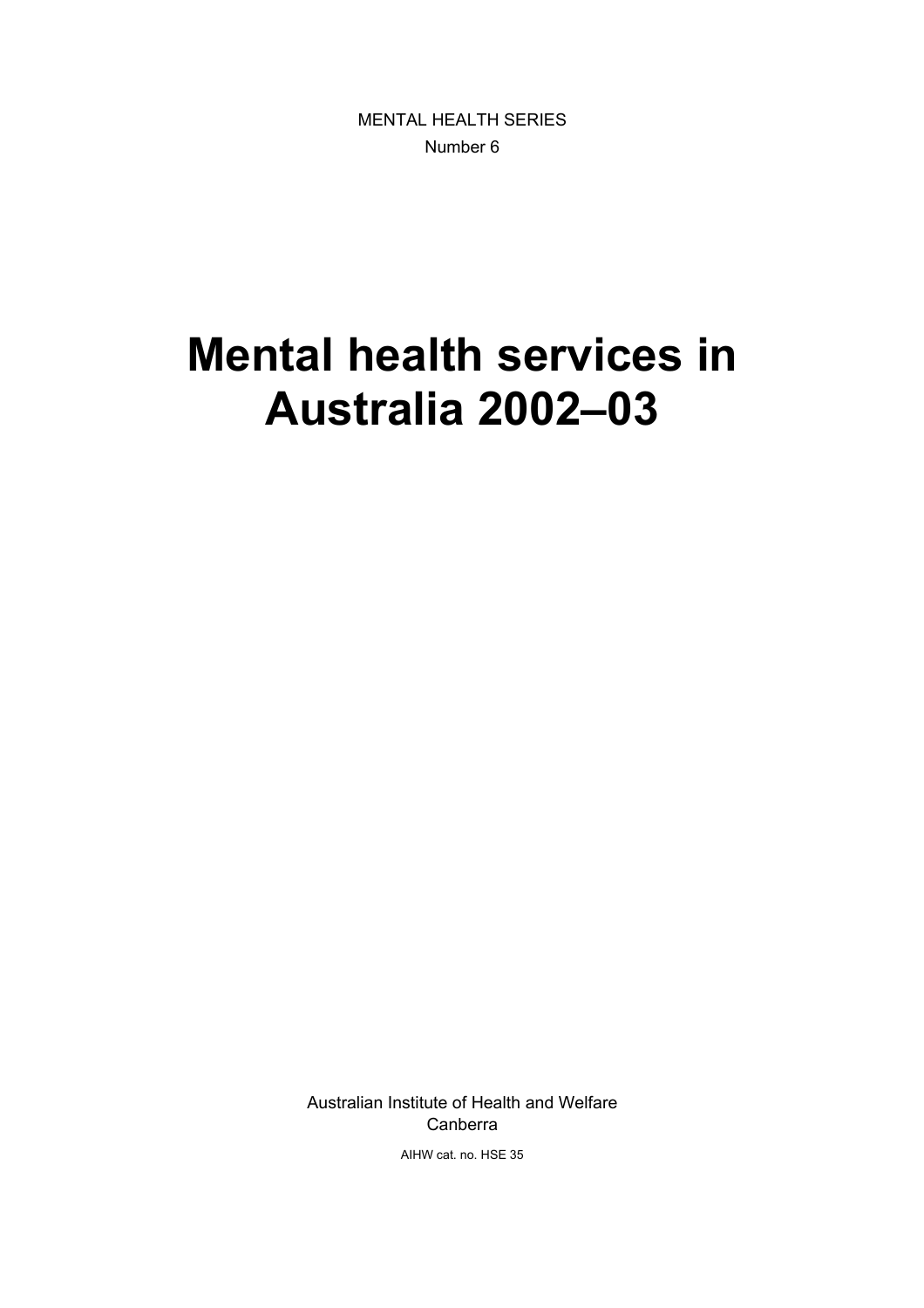MENTAL HEALTH SERIES
Number 6

# Mental health services in Australia 2002–03

Australian Institute of Health and Welfare
Canberra

AIHW cat. no. HSE 35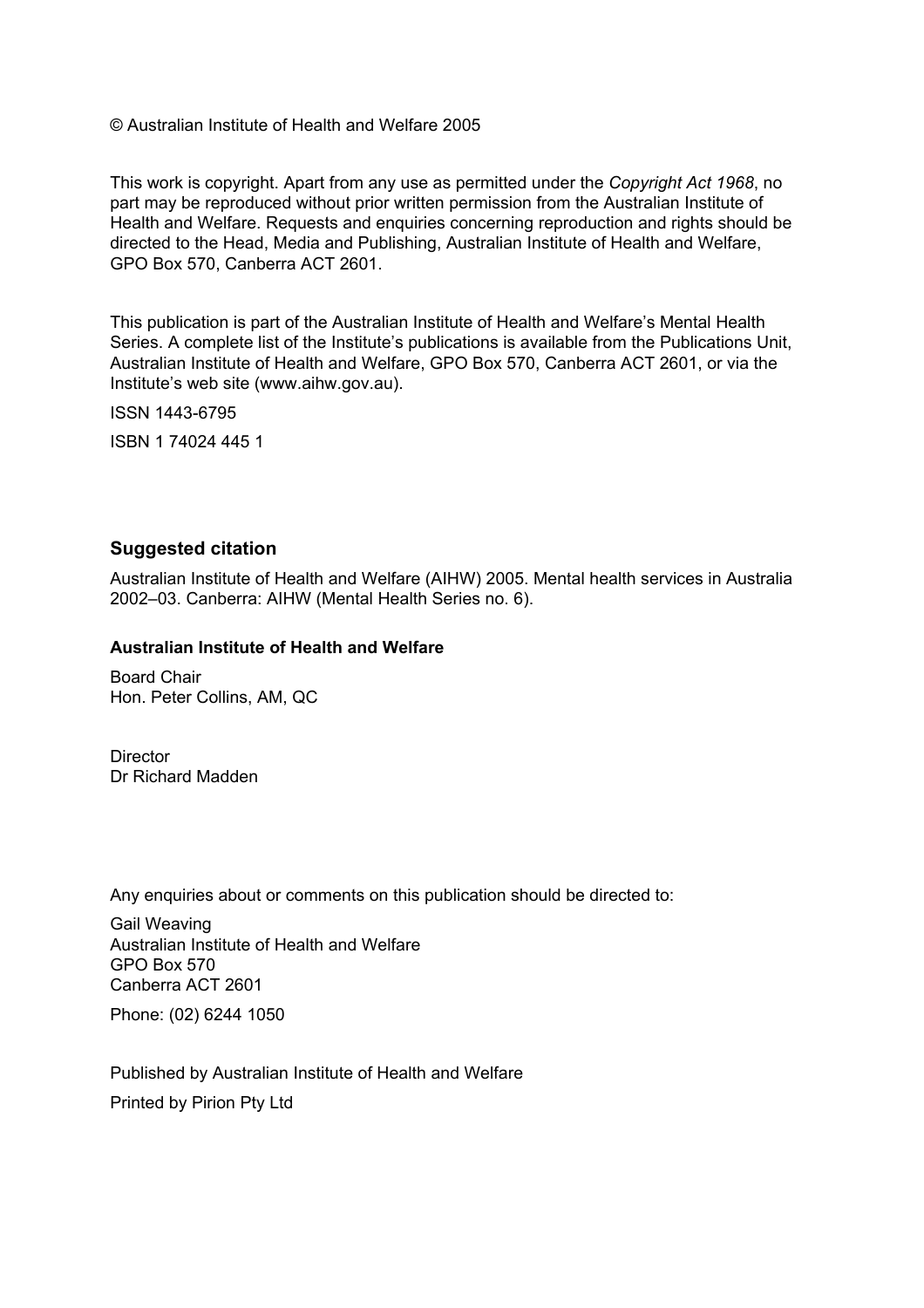© Australian Institute of Health and Welfare 2005

This work is copyright. Apart from any use as permitted under the *Copyright Act 1968*, no part may be reproduced without prior written permission from the Australian Institute of Health and Welfare. Requests and enquiries concerning reproduction and rights should be directed to the Head, Media and Publishing, Australian Institute of Health and Welfare, GPO Box 570, Canberra ACT 2601.

This publication is part of the Australian Institute of Health and Welfare's Mental Health Series. A complete list of the Institute's publications is available from the Publications Unit, Australian Institute of Health and Welfare, GPO Box 570, Canberra ACT 2601, or via the Institute's web site (www.aihw.gov.au).

ISSN 1443-6795

ISBN 1 74024 445 1

## Suggested citation

Australian Institute of Health and Welfare (AIHW) 2005. Mental health services in Australia 2002–03. Canberra: AIHW (Mental Health Series no. 6).

**Australian Institute of Health and Welfare**

Board Chair
Hon. Peter Collins, AM, QC

Director
Dr Richard Madden

Any enquiries about or comments on this publication should be directed to:

Gail Weaving
Australian Institute of Health and Welfare
GPO Box 570
Canberra ACT 2601

Phone: (02) 6244 1050

Published by Australian Institute of Health and Welfare

Printed by Pirion Pty Ltd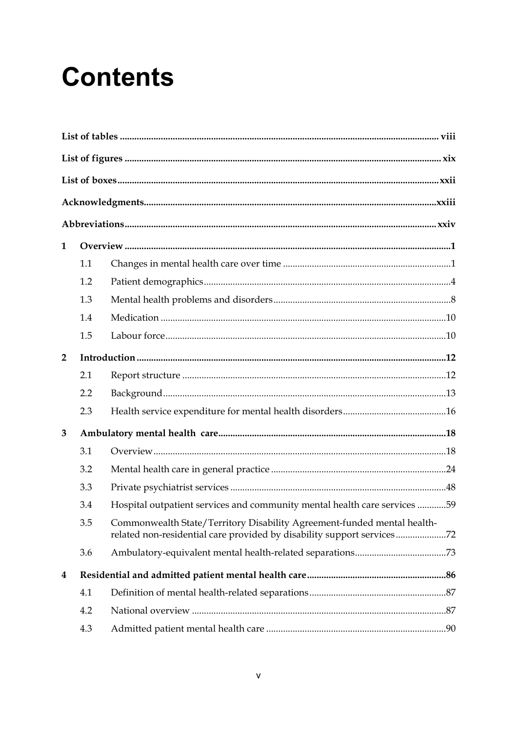# Contents

**List of tables** ..... viii

**List of figures** ..... xix

**List of boxes** ..... xxii

**Acknowledgments** ..... xxiii

**Abbreviations** ..... xxiv

**1 Overview** ..... 1

- 1.1 Changes in mental health care over time ..... 1
- 1.2 Patient demographics ..... 4
- 1.3 Mental health problems and disorders ..... 8
- 1.4 Medication ..... 10
- 1.5 Labour force ..... 10

**2 Introduction** ..... 12

- 2.1 Report structure ..... 12
- 2.2 Background ..... 13
- 2.3 Health service expenditure for mental health disorders ..... 16

**3 Ambulatory mental health care** ..... 18

- 3.1 Overview ..... 18
- 3.2 Mental health care in general practice ..... 24
- 3.3 Private psychiatrist services ..... 48
- 3.4 Hospital outpatient services and community mental health care services ..... 59
- 3.5 Commonwealth State/Territory Disability Agreement-funded mental health-related non-residential care provided by disability support services ..... 72
- 3.6 Ambulatory-equivalent mental health-related separations ..... 73

**4 Residential and admitted patient mental health care** ..... 86

- 4.1 Definition of mental health-related separations ..... 87
- 4.2 National overview ..... 87
- 4.3 Admitted patient mental health care ..... 90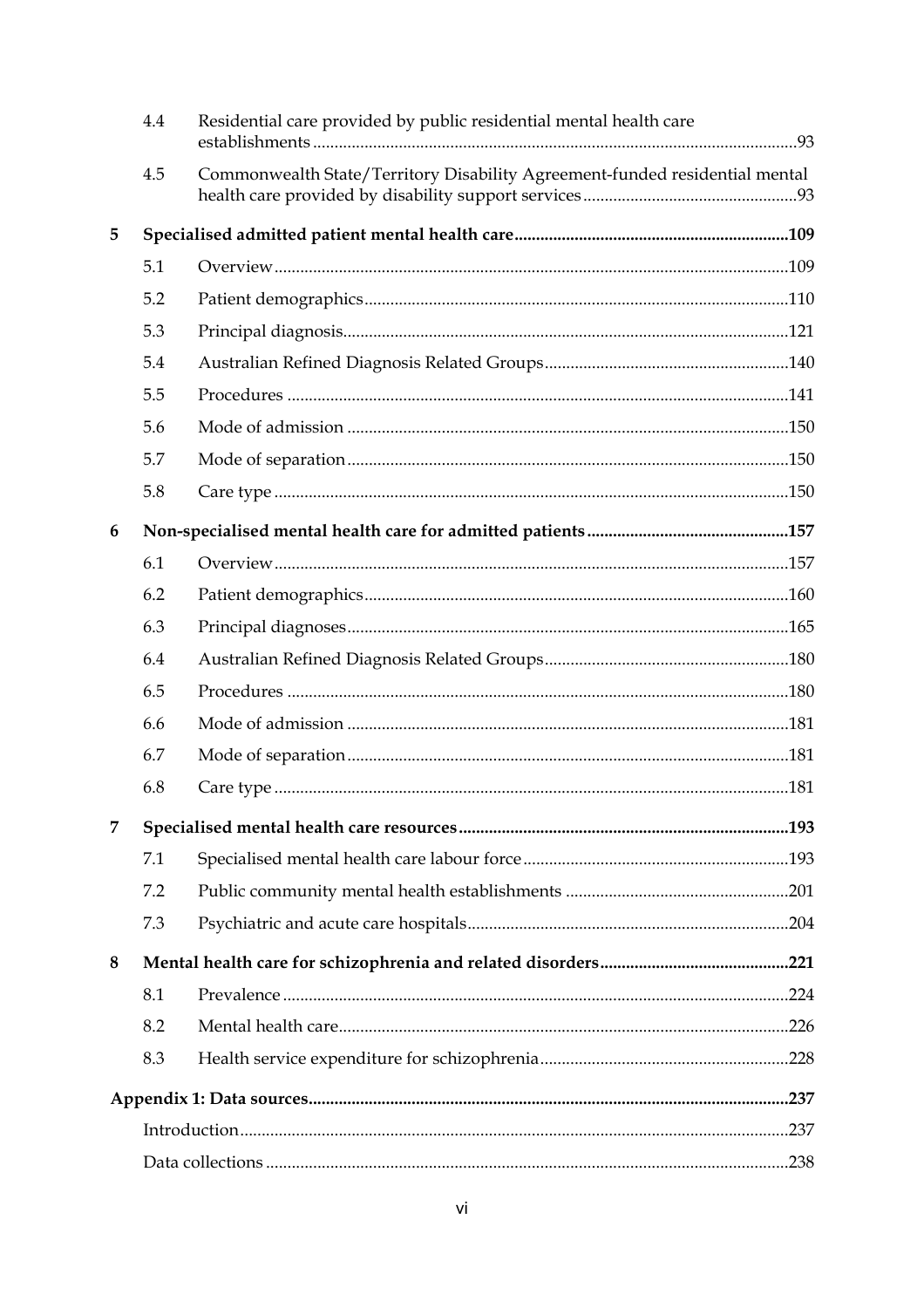| | | |
|---|---|---|
| 4.4 | Residential care provided by public residential mental health care establishments | 93 |
| 4.5 | Commonwealth State/Territory Disability Agreement-funded residential mental health care provided by disability support services | 93 |
| **5** | **Specialised admitted patient mental health care** | **109** |
| 5.1 | Overview | 109 |
| 5.2 | Patient demographics | 110 |
| 5.3 | Principal diagnosis | 121 |
| 5.4 | Australian Refined Diagnosis Related Groups | 140 |
| 5.5 | Procedures | 141 |
| 5.6 | Mode of admission | 150 |
| 5.7 | Mode of separation | 150 |
| 5.8 | Care type | 150 |
| **6** | **Non-specialised mental health care for admitted patients** | **157** |
| 6.1 | Overview | 157 |
| 6.2 | Patient demographics | 160 |
| 6.3 | Principal diagnoses | 165 |
| 6.4 | Australian Refined Diagnosis Related Groups | 180 |
| 6.5 | Procedures | 180 |
| 6.6 | Mode of admission | 181 |
| 6.7 | Mode of separation | 181 |
| 6.8 | Care type | 181 |
| **7** | **Specialised mental health care resources** | **193** |
| 7.1 | Specialised mental health care labour force | 193 |
| 7.2 | Public community mental health establishments | 201 |
| 7.3 | Psychiatric and acute care hospitals | 204 |
| **8** | **Mental health care for schizophrenia and related disorders** | **221** |
| 8.1 | Prevalence | 224 |
| 8.2 | Mental health care | 226 |
| 8.3 | Health service expenditure for schizophrenia | 228 |
| **Appendix 1: Data sources** | | **237** |
| Introduction | | 237 |
| Data collections | | 238 |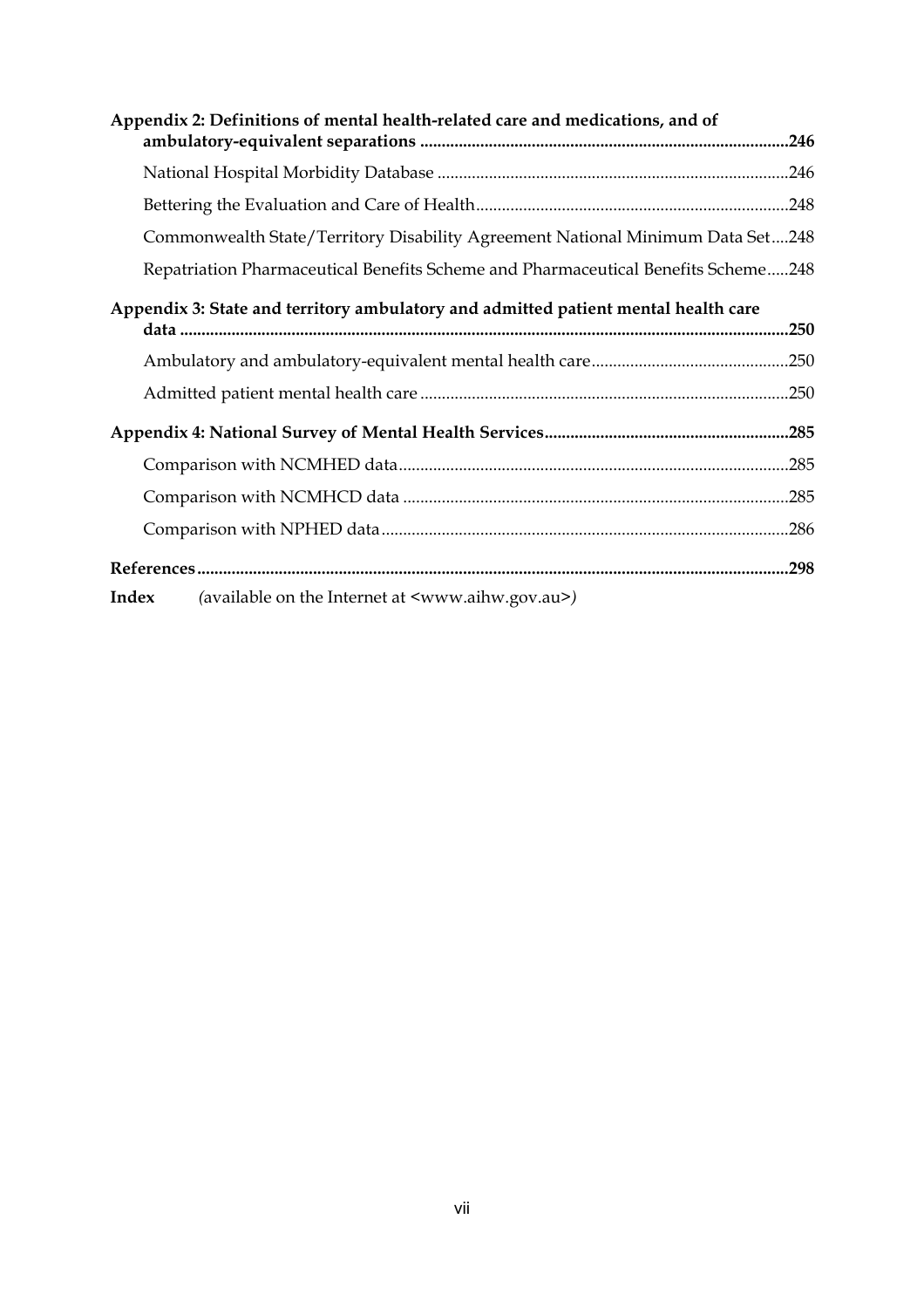**Appendix 2: Definitions of mental health-related care and medications, and of ambulatory-equivalent separations .....246**

National Hospital Morbidity Database .....246

Bettering the Evaluation and Care of Health.....248

Commonwealth State/Territory Disability Agreement National Minimum Data Set....248

Repatriation Pharmaceutical Benefits Scheme and Pharmaceutical Benefits Scheme.....248

**Appendix 3: State and territory ambulatory and admitted patient mental health care data .....250**

Ambulatory and ambulatory-equivalent mental health care.....250

Admitted patient mental health care .....250

**Appendix 4: National Survey of Mental Health Services.....285**

Comparison with NCMHED data.....285

Comparison with NCMHCD data .....285

Comparison with NPHED data.....286

**References.....298**

**Index** *(available on the Internet at <www.aihw.gov.au>)*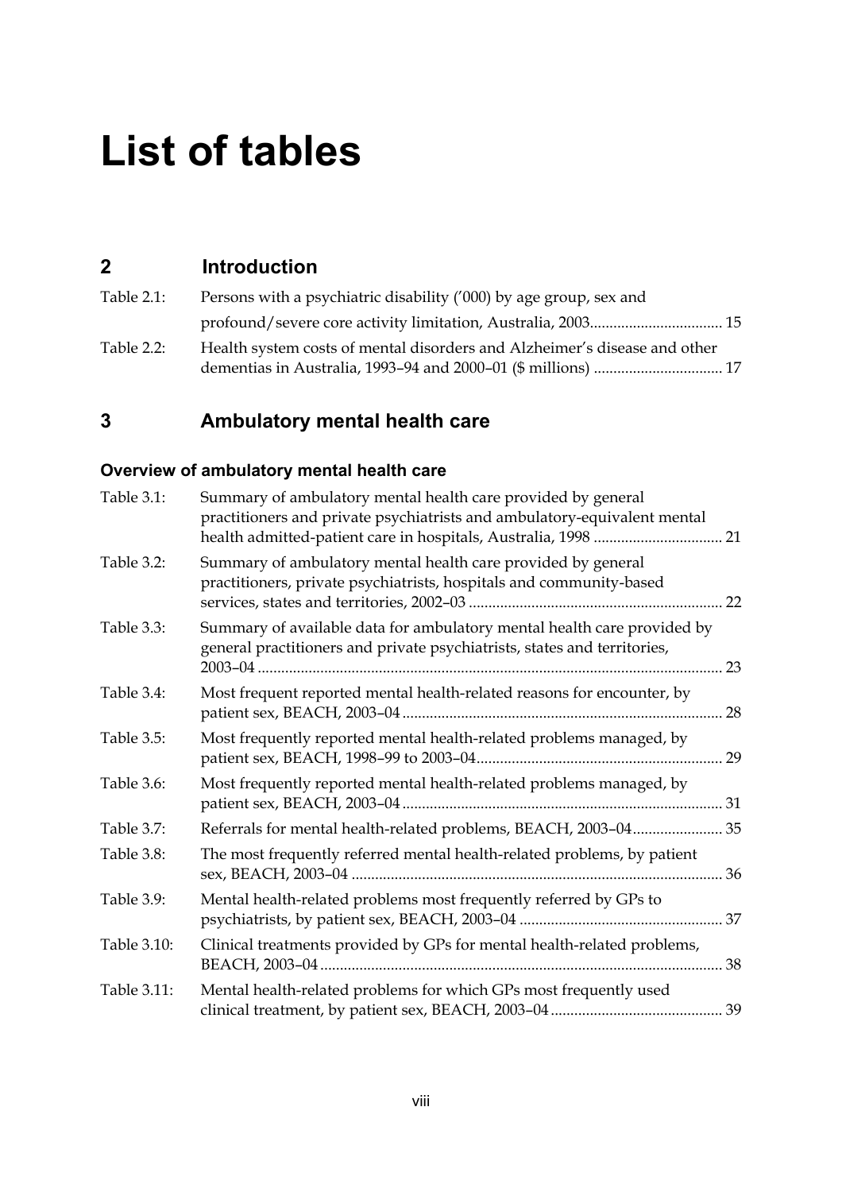# List of tables

## 2 Introduction

Table 2.1: Persons with a psychiatric disability ('000) by age group, sex and profound/severe core activity limitation, Australia, 2003 .................................. 15

Table 2.2: Health system costs of mental disorders and Alzheimer's disease and other dementias in Australia, 1993–94 and 2000–01 ($ millions) ................................. 17

## 3 Ambulatory mental health care

### Overview of ambulatory mental health care

Table 3.1: Summary of ambulatory mental health care provided by general practitioners and private psychiatrists and ambulatory-equivalent mental health admitted-patient care in hospitals, Australia, 1998 ................................. 21

Table 3.2: Summary of ambulatory mental health care provided by general practitioners, private psychiatrists, hospitals and community-based services, states and territories, 2002–03 ................................................................. 22

Table 3.3: Summary of available data for ambulatory mental health care provided by general practitioners and private psychiatrists, states and territories, 2003–04 ........................................................................................................................ 23

Table 3.4: Most frequent reported mental health-related reasons for encounter, by patient sex, BEACH, 2003–04 .................................................................................. 28

Table 3.5: Most frequently reported mental health-related problems managed, by patient sex, BEACH, 1998–99 to 2003–04 ............................................................... 29

Table 3.6: Most frequently reported mental health-related problems managed, by patient sex, BEACH, 2003–04 .................................................................................. 31

Table 3.7: Referrals for mental health-related problems, BEACH, 2003–04 ....................... 35

Table 3.8: The most frequently referred mental health-related problems, by patient sex, BEACH, 2003–04 ............................................................................................... 36

Table 3.9: Mental health-related problems most frequently referred by GPs to psychiatrists, by patient sex, BEACH, 2003–04 .................................................... 37

Table 3.10: Clinical treatments provided by GPs for mental health-related problems, BEACH, 2003–04 ....................................................................................................... 38

Table 3.11: Mental health-related problems for which GPs most frequently used clinical treatment, by patient sex, BEACH, 2003–04 ............................................ 39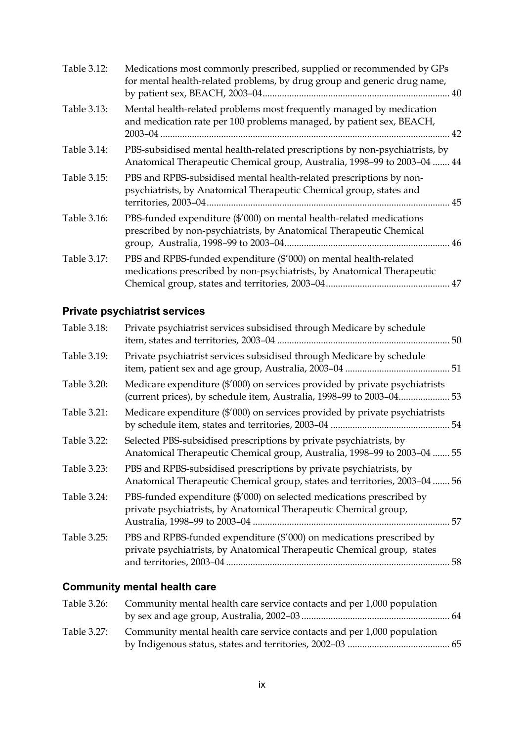Table 3.12: Medications most commonly prescribed, supplied or recommended by GPs for mental health-related problems, by drug group and generic drug name, by patient sex, BEACH, 2003–04 ........ 40

Table 3.13: Mental health-related problems most frequently managed by medication and medication rate per 100 problems managed, by patient sex, BEACH, 2003–04 ........ 42

Table 3.14: PBS-subsidised mental health-related prescriptions by non-psychiatrists, by Anatomical Therapeutic Chemical group, Australia, 1998–99 to 2003–04 ........ 44

Table 3.15: PBS and RPBS-subsidised mental health-related prescriptions by non-psychiatrists, by Anatomical Therapeutic Chemical group, states and territories, 2003–04 ........ 45

Table 3.16: PBS-funded expenditure ($'000) on mental health-related medications prescribed by non-psychiatrists, by Anatomical Therapeutic Chemical group, Australia, 1998–99 to 2003–04 ........ 46

Table 3.17: PBS and RPBS-funded expenditure ($'000) on mental health-related medications prescribed by non-psychiatrists, by Anatomical Therapeutic Chemical group, states and territories, 2003–04 ........ 47

### Private psychiatrist services

Table 3.18: Private psychiatrist services subsidised through Medicare by schedule item, states and territories, 2003–04 ........ 50

Table 3.19: Private psychiatrist services subsidised through Medicare by schedule item, patient sex and age group, Australia, 2003–04 ........ 51

Table 3.20: Medicare expenditure ($'000) on services provided by private psychiatrists (current prices), by schedule item, Australia, 1998–99 to 2003–04........ 53

Table 3.21: Medicare expenditure ($'000) on services provided by private psychiatrists by schedule item, states and territories, 2003–04 ........ 54

Table 3.22: Selected PBS-subsidised prescriptions by private psychiatrists, by Anatomical Therapeutic Chemical group, Australia, 1998–99 to 2003–04 ........ 55

Table 3.23: PBS and RPBS-subsidised prescriptions by private psychiatrists, by Anatomical Therapeutic Chemical group, states and territories, 2003–04 ........ 56

Table 3.24: PBS-funded expenditure ($'000) on selected medications prescribed by private psychiatrists, by Anatomical Therapeutic Chemical group, Australia, 1998–99 to 2003–04 ........ 57

Table 3.25: PBS and RPBS-funded expenditure ($'000) on medications prescribed by private psychiatrists, by Anatomical Therapeutic Chemical group, states and territories, 2003–04 ........ 58

### Community mental health care

Table 3.26: Community mental health care service contacts and per 1,000 population by sex and age group, Australia, 2002–03 ........ 64

Table 3.27: Community mental health care service contacts and per 1,000 population by Indigenous status, states and territories, 2002–03 ........ 65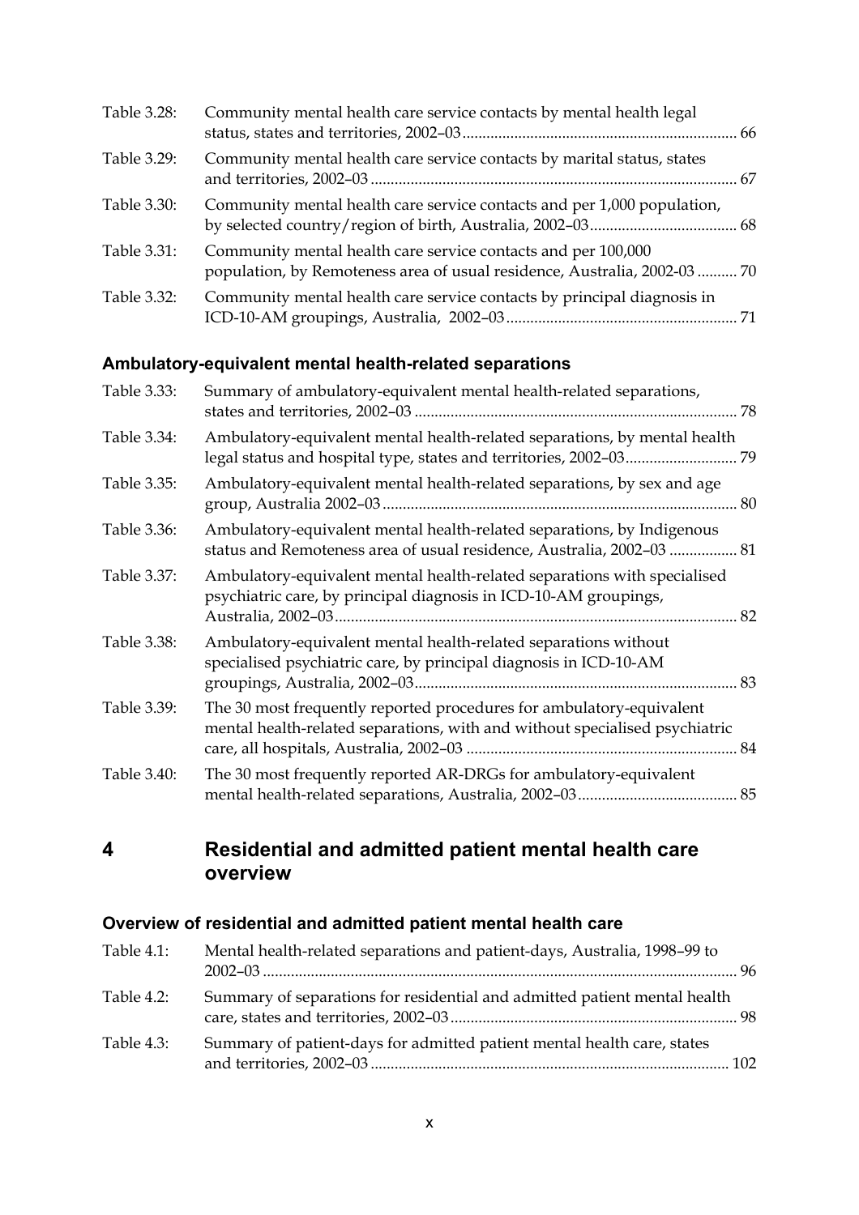| | | |
|---|---|---|
| Table 3.28: | Community mental health care service contacts by mental health legal status, states and territories, 2002–03 | 66 |
| Table 3.29: | Community mental health care service contacts by marital status, states and territories, 2002–03 | 67 |
| Table 3.30: | Community mental health care service contacts and per 1,000 population, by selected country/region of birth, Australia, 2002–03 | 68 |
| Table 3.31: | Community mental health care service contacts and per 100,000 population, by Remoteness area of usual residence, Australia, 2002-03 | 70 |
| Table 3.32: | Community mental health care service contacts by principal diagnosis in ICD-10-AM groupings, Australia, 2002–03 | 71 |

### Ambulatory-equivalent mental health-related separations

| | | |
|---|---|---|
| Table 3.33: | Summary of ambulatory-equivalent mental health-related separations, states and territories, 2002–03 | 78 |
| Table 3.34: | Ambulatory-equivalent mental health-related separations, by mental health legal status and hospital type, states and territories, 2002–03 | 79 |
| Table 3.35: | Ambulatory-equivalent mental health-related separations, by sex and age group, Australia 2002–03 | 80 |
| Table 3.36: | Ambulatory-equivalent mental health-related separations, by Indigenous status and Remoteness area of usual residence, Australia, 2002–03 | 81 |
| Table 3.37: | Ambulatory-equivalent mental health-related separations with specialised psychiatric care, by principal diagnosis in ICD-10-AM groupings, Australia, 2002–03 | 82 |
| Table 3.38: | Ambulatory-equivalent mental health-related separations without specialised psychiatric care, by principal diagnosis in ICD-10-AM groupings, Australia, 2002–03 | 83 |
| Table 3.39: | The 30 most frequently reported procedures for ambulatory-equivalent mental health-related separations, with and without specialised psychiatric care, all hospitals, Australia, 2002–03 | 84 |
| Table 3.40: | The 30 most frequently reported AR-DRGs for ambulatory-equivalent mental health-related separations, Australia, 2002–03 | 85 |

## 4 Residential and admitted patient mental health care overview

### Overview of residential and admitted patient mental health care

| | | |
|---|---|---|
| Table 4.1: | Mental health-related separations and patient-days, Australia, 1998–99 to 2002–03 | 96 |
| Table 4.2: | Summary of separations for residential and admitted patient mental health care, states and territories, 2002–03 | 98 |
| Table 4.3: | Summary of patient-days for admitted patient mental health care, states and territories, 2002–03 | 102 |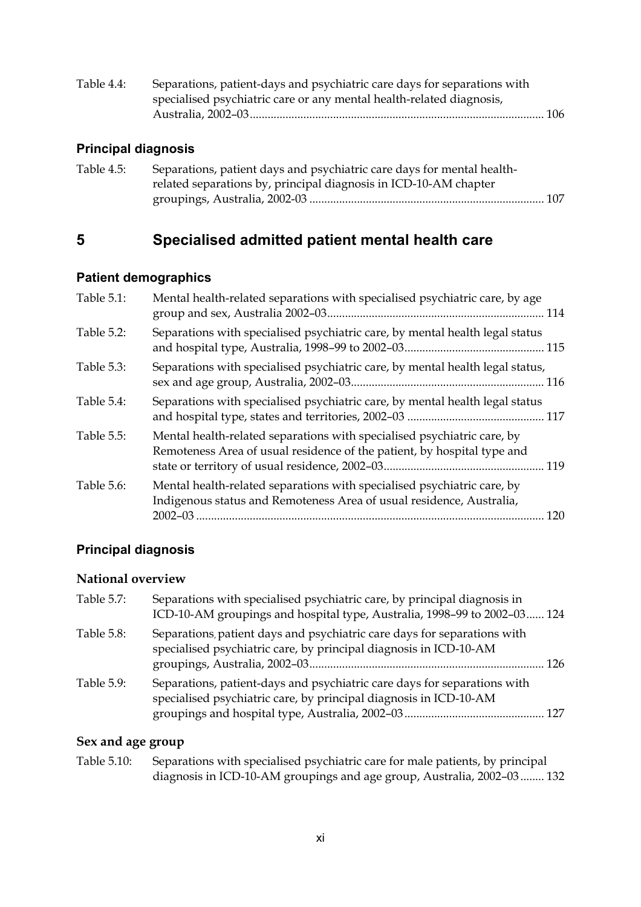Table 4.4: Separations, patient-days and psychiatric care days for separations with specialised psychiatric care or any mental health-related diagnosis, Australia, 2002–03 ........ 106

### Principal diagnosis

Table 4.5: Separations, patient days and psychiatric care days for mental health-related separations by, principal diagnosis in ICD-10-AM chapter groupings, Australia, 2002-03 ........ 107

## 5 Specialised admitted patient mental health care

### Patient demographics

Table 5.1: Mental health-related separations with specialised psychiatric care, by age group and sex, Australia 2002–03 ........ 114

Table 5.2: Separations with specialised psychiatric care, by mental health legal status and hospital type, Australia, 1998–99 to 2002–03 ........ 115

Table 5.3: Separations with specialised psychiatric care, by mental health legal status, sex and age group, Australia, 2002–03 ........ 116

Table 5.4: Separations with specialised psychiatric care, by mental health legal status and hospital type, states and territories, 2002–03 ........ 117

Table 5.5: Mental health-related separations with specialised psychiatric care, by Remoteness Area of usual residence of the patient, by hospital type and state or territory of usual residence, 2002–03 ........ 119

Table 5.6: Mental health-related separations with specialised psychiatric care, by Indigenous status and Remoteness Area of usual residence, Australia, 2002–03 ........ 120

### Principal diagnosis

#### National overview

Table 5.7: Separations with specialised psychiatric care, by principal diagnosis in ICD-10-AM groupings and hospital type, Australia, 1998–99 to 2002–03 ........ 124

Table 5.8: Separations, patient days and psychiatric care days for separations with specialised psychiatric care, by principal diagnosis in ICD-10-AM groupings, Australia, 2002–03 ........ 126

Table 5.9: Separations, patient-days and psychiatric care days for separations with specialised psychiatric care, by principal diagnosis in ICD-10-AM groupings and hospital type, Australia, 2002–03 ........ 127

#### Sex and age group

Table 5.10: Separations with specialised psychiatric care for male patients, by principal diagnosis in ICD-10-AM groupings and age group, Australia, 2002–03 ........ 132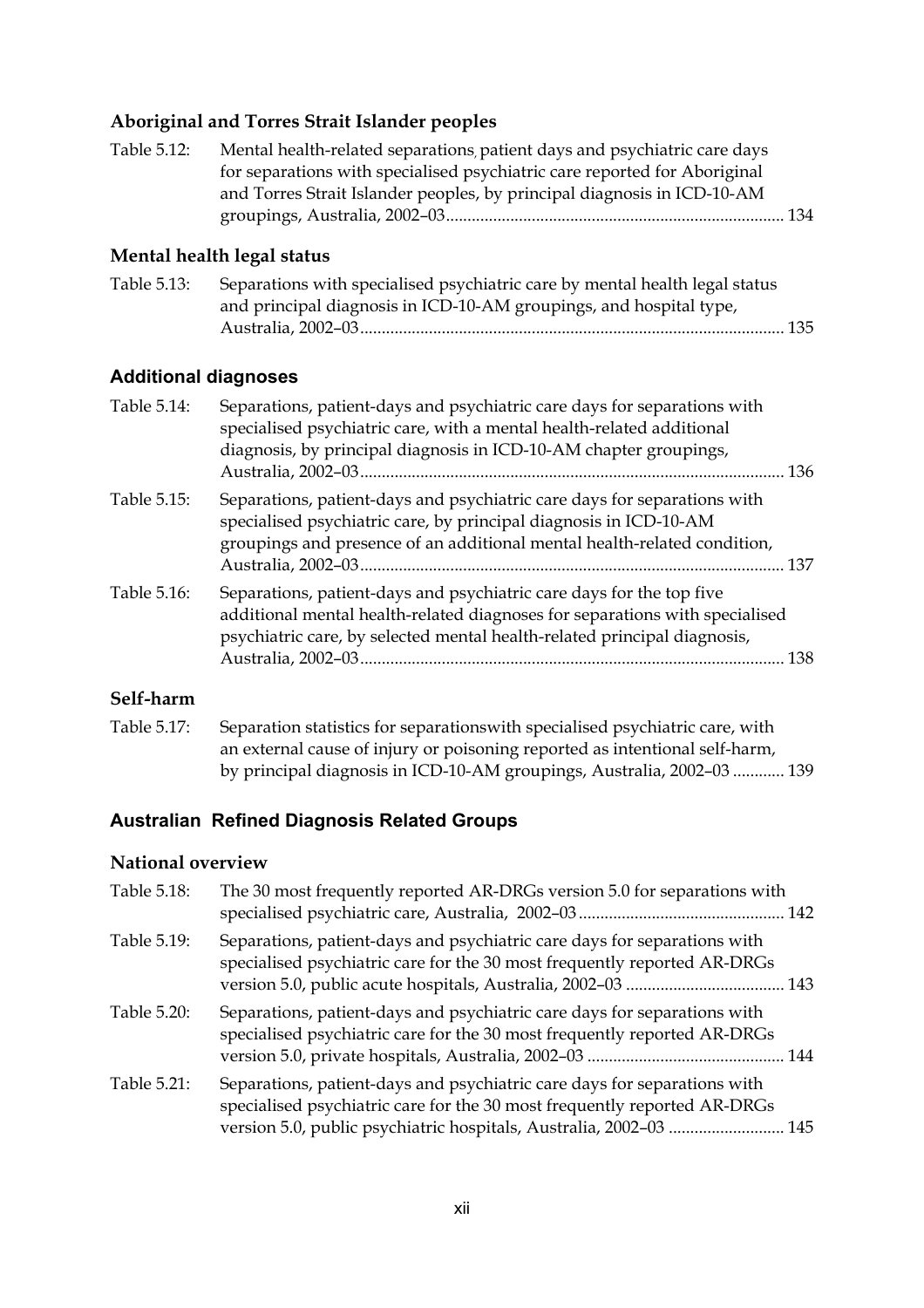### Aboriginal and Torres Strait Islander peoples

Table 5.12: Mental health-related separations, patient days and psychiatric care days for separations with specialised psychiatric care reported for Aboriginal and Torres Strait Islander peoples, by principal diagnosis in ICD-10-AM groupings, Australia, 2002–03 .......... 134

### Mental health legal status

Table 5.13: Separations with specialised psychiatric care by mental health legal status and principal diagnosis in ICD-10-AM groupings, and hospital type, Australia, 2002–03 .......... 135

### Additional diagnoses

Table 5.14: Separations, patient-days and psychiatric care days for separations with specialised psychiatric care, with a mental health-related additional diagnosis, by principal diagnosis in ICD-10-AM chapter groupings, Australia, 2002–03 .......... 136

Table 5.15: Separations, patient-days and psychiatric care days for separations with specialised psychiatric care, by principal diagnosis in ICD-10-AM groupings and presence of an additional mental health-related condition, Australia, 2002–03 .......... 137

Table 5.16: Separations, patient-days and psychiatric care days for the top five additional mental health-related diagnoses for separations with specialised psychiatric care, by selected mental health-related principal diagnosis, Australia, 2002–03 .......... 138

### Self-harm

Table 5.17: Separation statistics for separationswith specialised psychiatric care, with an external cause of injury or poisoning reported as intentional self-harm, by principal diagnosis in ICD-10-AM groupings, Australia, 2002–03 .......... 139

## Australian Refined Diagnosis Related Groups

### National overview

Table 5.18: The 30 most frequently reported AR-DRGs version 5.0 for separations with specialised psychiatric care, Australia, 2002–03 .......... 142

Table 5.19: Separations, patient-days and psychiatric care days for separations with specialised psychiatric care for the 30 most frequently reported AR-DRGs version 5.0, public acute hospitals, Australia, 2002–03 .......... 143

Table 5.20: Separations, patient-days and psychiatric care days for separations with specialised psychiatric care for the 30 most frequently reported AR-DRGs version 5.0, private hospitals, Australia, 2002–03 .......... 144

Table 5.21: Separations, patient-days and psychiatric care days for separations with specialised psychiatric care for the 30 most frequently reported AR-DRGs version 5.0, public psychiatric hospitals, Australia, 2002–03 .......... 145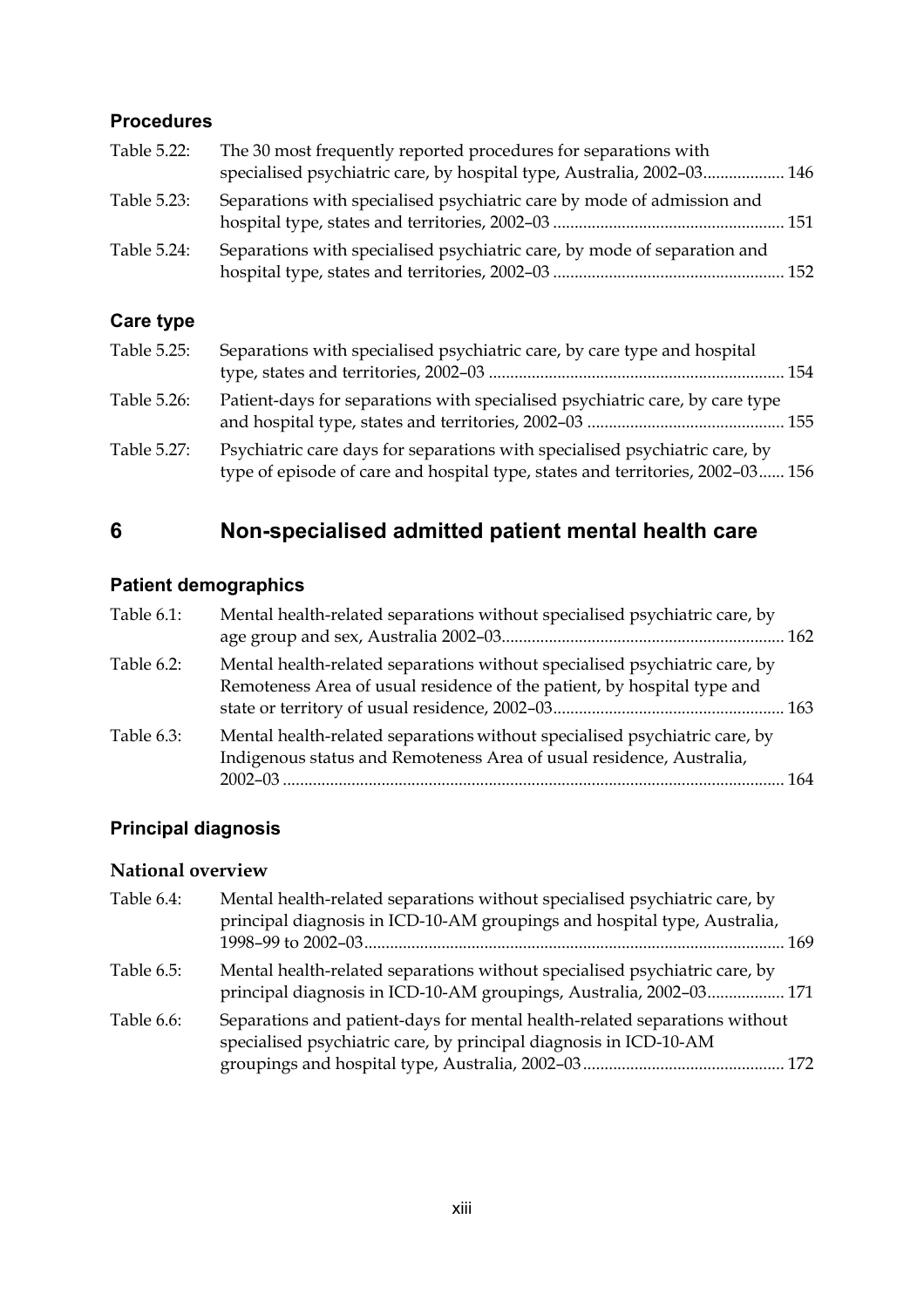### Procedures

Table 5.22: The 30 most frequently reported procedures for separations with specialised psychiatric care, by hospital type, Australia, 2002–03.................. 146

Table 5.23: Separations with specialised psychiatric care by mode of admission and hospital type, states and territories, 2002–03 ..................................................... 151

Table 5.24: Separations with specialised psychiatric care, by mode of separation and hospital type, states and territories, 2002–03 ..................................................... 152

### Care type

Table 5.25: Separations with specialised psychiatric care, by care type and hospital type, states and territories, 2002–03 .................................................................... 154

Table 5.26: Patient-days for separations with specialised psychiatric care, by care type and hospital type, states and territories, 2002–03 ............................................. 155

Table 5.27: Psychiatric care days for separations with specialised psychiatric care, by type of episode of care and hospital type, states and territories, 2002–03...... 156

## 6 Non-specialised admitted patient mental health care

### Patient demographics

Table 6.1: Mental health-related separations without specialised psychiatric care, by age group and sex, Australia 2002–03................................................................. 162

Table 6.2: Mental health-related separations without specialised psychiatric care, by Remoteness Area of usual residence of the patient, by hospital type and state or territory of usual residence, 2002–03..................................................... 163

Table 6.3: Mental health-related separations without specialised psychiatric care, by Indigenous status and Remoteness Area of usual residence, Australia, 2002–03 ................................................................................................................... 164

### Principal diagnosis

#### National overview

Table 6.4: Mental health-related separations without specialised psychiatric care, by principal diagnosis in ICD-10-AM groupings and hospital type, Australia, 1998–99 to 2002–03................................................................................................ 169

Table 6.5: Mental health-related separations without specialised psychiatric care, by principal diagnosis in ICD-10-AM groupings, Australia, 2002–03.................. 171

Table 6.6: Separations and patient-days for mental health-related separations without specialised psychiatric care, by principal diagnosis in ICD-10-AM groupings and hospital type, Australia, 2002–03.............................................. 172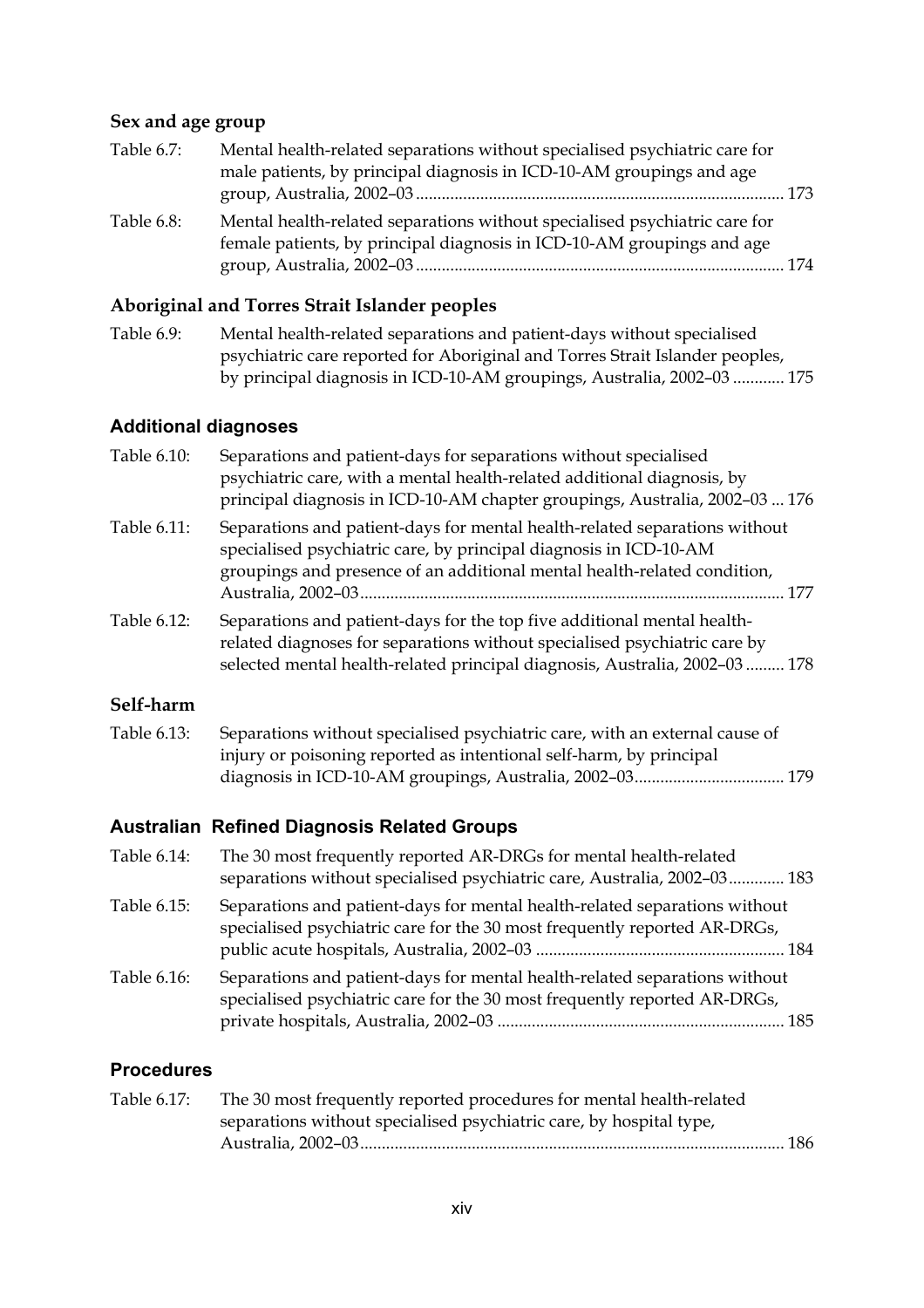### Sex and age group

Table 6.7: Mental health-related separations without specialised psychiatric care for male patients, by principal diagnosis in ICD-10-AM groupings and age group, Australia, 2002–03 ..................................................................................... 173

Table 6.8: Mental health-related separations without specialised psychiatric care for female patients, by principal diagnosis in ICD-10-AM groupings and age group, Australia, 2002–03 ..................................................................................... 174

### Aboriginal and Torres Strait Islander peoples

Table 6.9: Mental health-related separations and patient-days without specialised psychiatric care reported for Aboriginal and Torres Strait Islander peoples, by principal diagnosis in ICD-10-AM groupings, Australia, 2002–03 ............ 175

### Additional diagnoses

Table 6.10: Separations and patient-days for separations without specialised psychiatric care, with a mental health-related additional diagnosis, by principal diagnosis in ICD-10-AM chapter groupings, Australia, 2002–03 ... 176

Table 6.11: Separations and patient-days for mental health-related separations without specialised psychiatric care, by principal diagnosis in ICD-10-AM groupings and presence of an additional mental health-related condition, Australia, 2002–03 .................................................................................................. 177

Table 6.12: Separations and patient-days for the top five additional mental health-related diagnoses for separations without specialised psychiatric care by selected mental health-related principal diagnosis, Australia, 2002–03 ......... 178

### Self-harm

Table 6.13: Separations without specialised psychiatric care, with an external cause of injury or poisoning reported as intentional self-harm, by principal diagnosis in ICD-10-AM groupings, Australia, 2002–03 .................................. 179

### Australian Refined Diagnosis Related Groups

Table 6.14: The 30 most frequently reported AR-DRGs for mental health-related separations without specialised psychiatric care, Australia, 2002–03 ............. 183

Table 6.15: Separations and patient-days for mental health-related separations without specialised psychiatric care for the 30 most frequently reported AR-DRGs, public acute hospitals, Australia, 2002–03 ......................................................... 184

Table 6.16: Separations and patient-days for mental health-related separations without specialised psychiatric care for the 30 most frequently reported AR-DRGs, private hospitals, Australia, 2002–03 .................................................................. 185

### Procedures

Table 6.17: The 30 most frequently reported procedures for mental health-related separations without specialised psychiatric care, by hospital type, Australia, 2002–03 .................................................................................................. 186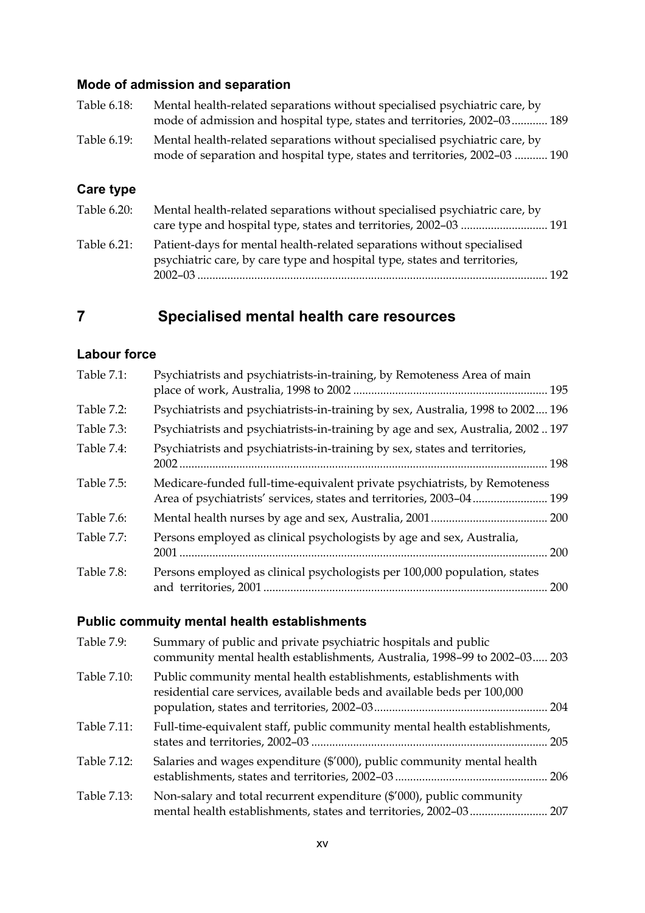### Mode of admission and separation

| | | |
|---|---|---|
| Table 6.18: | Mental health-related separations without specialised psychiatric care, by mode of admission and hospital type, states and territories, 2002–03 | 189 |
| Table 6.19: | Mental health-related separations without specialised psychiatric care, by mode of separation and hospital type, states and territories, 2002–03 | 190 |

### Care type

| | | |
|---|---|---|
| Table 6.20: | Mental health-related separations without specialised psychiatric care, by care type and hospital type, states and territories, 2002–03 | 191 |
| Table 6.21: | Patient-days for mental health-related separations without specialised psychiatric care, by care type and hospital type, states and territories, 2002–03 | 192 |

## 7 Specialised mental health care resources

### Labour force

| | | |
|---|---|---|
| Table 7.1: | Psychiatrists and psychiatrists-in-training, by Remoteness Area of main place of work, Australia, 1998 to 2002 | 195 |
| Table 7.2: | Psychiatrists and psychiatrists-in-training by sex, Australia, 1998 to 2002 | 196 |
| Table 7.3: | Psychiatrists and psychiatrists-in-training by age and sex, Australia, 2002 | 197 |
| Table 7.4: | Psychiatrists and psychiatrists-in-training by sex, states and territories, 2002 | 198 |
| Table 7.5: | Medicare-funded full-time-equivalent private psychiatrists, by Remoteness Area of psychiatrists' services, states and territories, 2003–04 | 199 |
| Table 7.6: | Mental health nurses by age and sex, Australia, 2001 | 200 |
| Table 7.7: | Persons employed as clinical psychologists by age and sex, Australia, 2001 | 200 |
| Table 7.8: | Persons employed as clinical psychologists per 100,000 population, states and territories, 2001 | 200 |

### Public commuity mental health establishments

| | | |
|---|---|---|
| Table 7.9: | Summary of public and private psychiatric hospitals and public community mental health establishments, Australia, 1998–99 to 2002–03 | 203 |
| Table 7.10: | Public community mental health establishments, establishments with residential care services, available beds and available beds per 100,000 population, states and territories, 2002–03 | 204 |
| Table 7.11: | Full-time-equivalent staff, public community mental health establishments, states and territories, 2002–03 | 205 |
| Table 7.12: | Salaries and wages expenditure ($'000), public community mental health establishments, states and territories, 2002–03 | 206 |
| Table 7.13: | Non-salary and total recurrent expenditure ($'000), public community mental health establishments, states and territories, 2002–03 | 207 |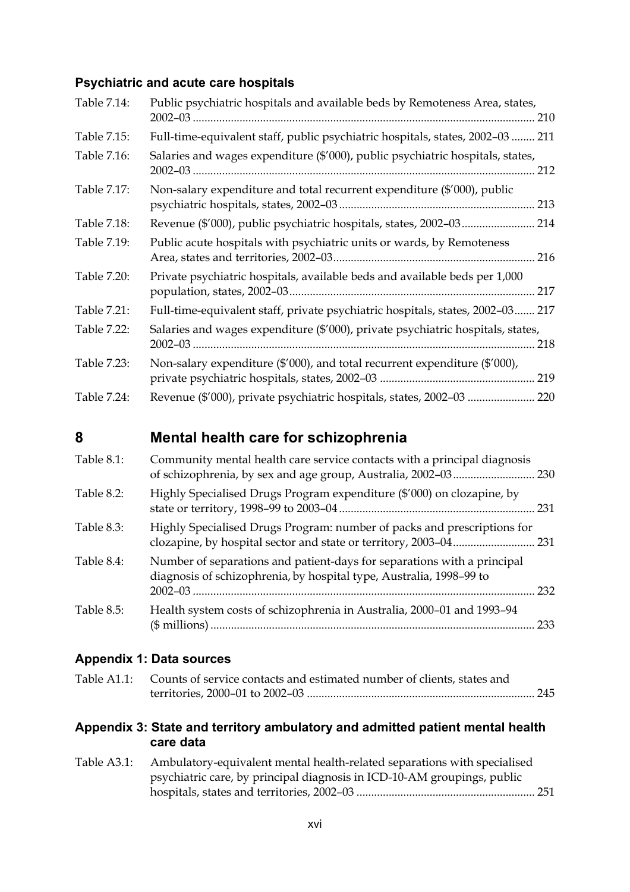### Psychiatric and acute care hospitals

| | | |
|---|---|---|
| Table 7.14: | Public psychiatric hospitals and available beds by Remoteness Area, states, 2002–03 | 210 |
| Table 7.15: | Full-time-equivalent staff, public psychiatric hospitals, states, 2002–03 | 211 |
| Table 7.16: | Salaries and wages expenditure ($'000), public psychiatric hospitals, states, 2002–03 | 212 |
| Table 7.17: | Non-salary expenditure and total recurrent expenditure ($'000), public psychiatric hospitals, states, 2002–03 | 213 |
| Table 7.18: | Revenue ($'000), public psychiatric hospitals, states, 2002–03 | 214 |
| Table 7.19: | Public acute hospitals with psychiatric units or wards, by Remoteness Area, states and territories, 2002–03 | 216 |
| Table 7.20: | Private psychiatric hospitals, available beds and available beds per 1,000 population, states, 2002–03 | 217 |
| Table 7.21: | Full-time-equivalent staff, private psychiatric hospitals, states, 2002–03 | 217 |
| Table 7.22: | Salaries and wages expenditure ($'000), private psychiatric hospitals, states, 2002–03 | 218 |
| Table 7.23: | Non-salary expenditure ($'000), and total recurrent expenditure ($'000), private psychiatric hospitals, states, 2002–03 | 219 |
| Table 7.24: | Revenue ($'000), private psychiatric hospitals, states, 2002–03 | 220 |

## 8 Mental health care for schizophrenia

| | | |
|---|---|---|
| Table 8.1: | Community mental health care service contacts with a principal diagnosis of schizophrenia, by sex and age group, Australia, 2002–03 | 230 |
| Table 8.2: | Highly Specialised Drugs Program expenditure ($'000) on clozapine, by state or territory, 1998–99 to 2003–04 | 231 |
| Table 8.3: | Highly Specialised Drugs Program: number of packs and prescriptions for clozapine, by hospital sector and state or territory, 2003–04 | 231 |
| Table 8.4: | Number of separations and patient-days for separations with a principal diagnosis of schizophrenia, by hospital type, Australia, 1998–99 to 2002–03 | 232 |
| Table 8.5: | Health system costs of schizophrenia in Australia, 2000–01 and 1993–94 ($ millions) | 233 |

### Appendix 1: Data sources

| | | |
|---|---|---|
| Table A1.1: | Counts of service contacts and estimated number of clients, states and territories, 2000–01 to 2002–03 | 245 |

### Appendix 3: State and territory ambulatory and admitted patient mental health care data

| | | |
|---|---|---|
| Table A3.1: | Ambulatory-equivalent mental health-related separations with specialised psychiatric care, by principal diagnosis in ICD-10-AM groupings, public hospitals, states and territories, 2002–03 | 251 |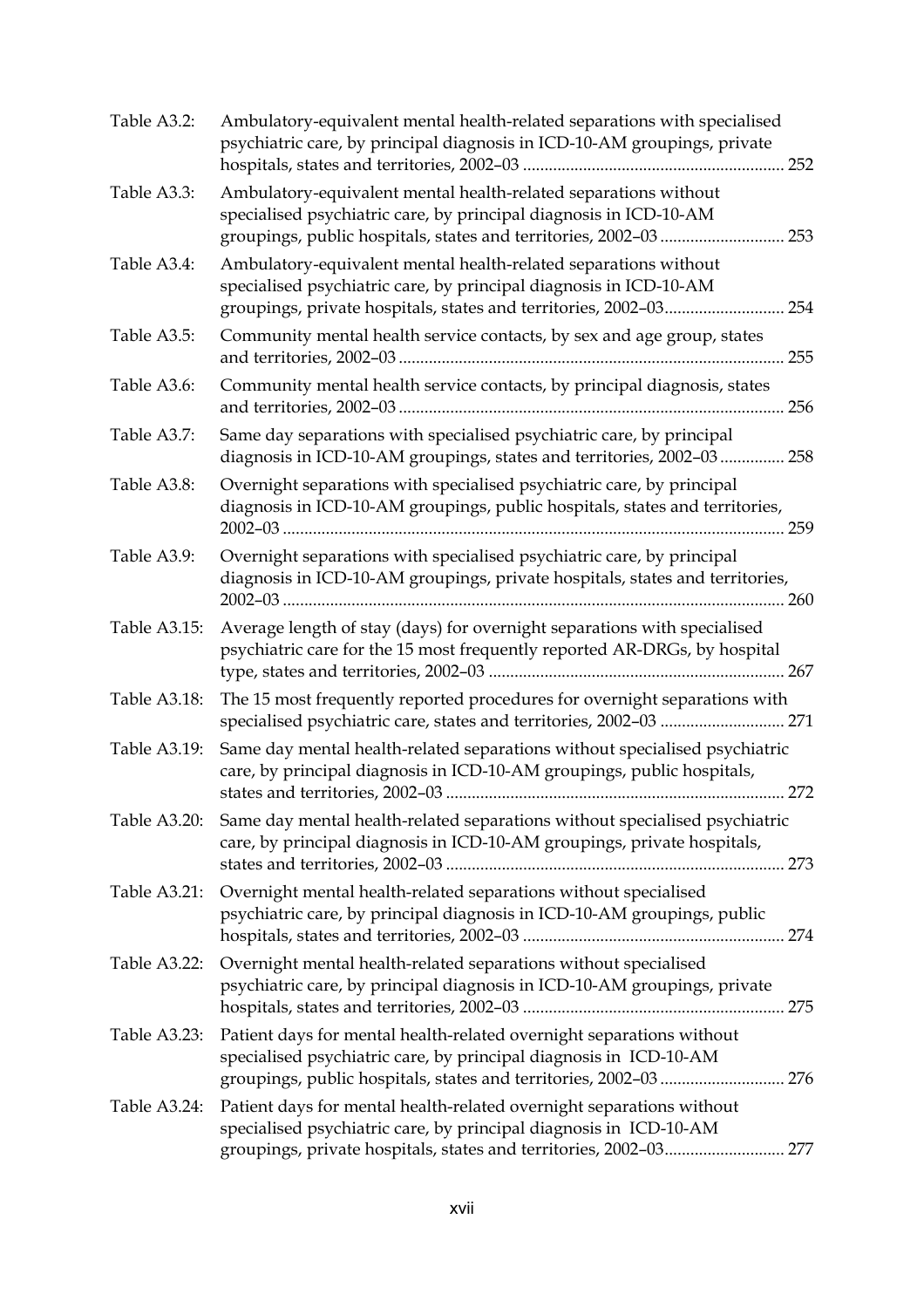| | | |
|---|---|---|
| Table A3.2: | Ambulatory-equivalent mental health-related separations with specialised psychiatric care, by principal diagnosis in ICD-10-AM groupings, private hospitals, states and territories, 2002–03 | 252 |
| Table A3.3: | Ambulatory-equivalent mental health-related separations without specialised psychiatric care, by principal diagnosis in ICD-10-AM groupings, public hospitals, states and territories, 2002–03 | 253 |
| Table A3.4: | Ambulatory-equivalent mental health-related separations without specialised psychiatric care, by principal diagnosis in ICD-10-AM groupings, private hospitals, states and territories, 2002–03 | 254 |
| Table A3.5: | Community mental health service contacts, by sex and age group, states and territories, 2002–03 | 255 |
| Table A3.6: | Community mental health service contacts, by principal diagnosis, states and territories, 2002–03 | 256 |
| Table A3.7: | Same day separations with specialised psychiatric care, by principal diagnosis in ICD-10-AM groupings, states and territories, 2002–03 | 258 |
| Table A3.8: | Overnight separations with specialised psychiatric care, by principal diagnosis in ICD-10-AM groupings, public hospitals, states and territories, 2002–03 | 259 |
| Table A3.9: | Overnight separations with specialised psychiatric care, by principal diagnosis in ICD-10-AM groupings, private hospitals, states and territories, 2002–03 | 260 |
| Table A3.15: | Average length of stay (days) for overnight separations with specialised psychiatric care for the 15 most frequently reported AR-DRGs, by hospital type, states and territories, 2002–03 | 267 |
| Table A3.18: | The 15 most frequently reported procedures for overnight separations with specialised psychiatric care, states and territories, 2002–03 | 271 |
| Table A3.19: | Same day mental health-related separations without specialised psychiatric care, by principal diagnosis in ICD-10-AM groupings, public hospitals, states and territories, 2002–03 | 272 |
| Table A3.20: | Same day mental health-related separations without specialised psychiatric care, by principal diagnosis in ICD-10-AM groupings, private hospitals, states and territories, 2002–03 | 273 |
| Table A3.21: | Overnight mental health-related separations without specialised psychiatric care, by principal diagnosis in ICD-10-AM groupings, public hospitals, states and territories, 2002–03 | 274 |
| Table A3.22: | Overnight mental health-related separations without specialised psychiatric care, by principal diagnosis in ICD-10-AM groupings, private hospitals, states and territories, 2002–03 | 275 |
| Table A3.23: | Patient days for mental health-related overnight separations without specialised psychiatric care, by principal diagnosis in ICD-10-AM groupings, public hospitals, states and territories, 2002–03 | 276 |
| Table A3.24: | Patient days for mental health-related overnight separations without specialised psychiatric care, by principal diagnosis in ICD-10-AM groupings, private hospitals, states and territories, 2002–03 | 277 |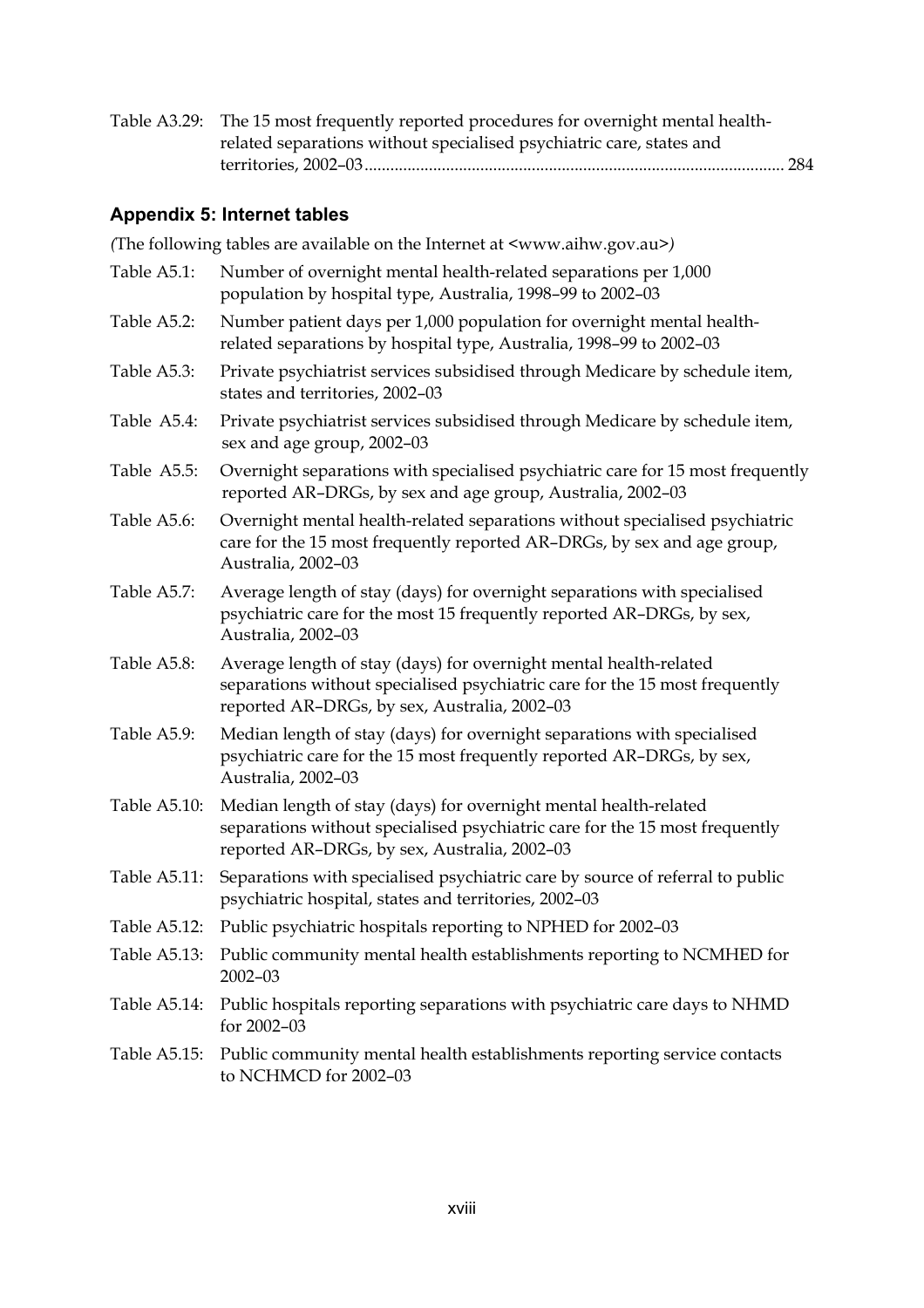Table A3.29: The 15 most frequently reported procedures for overnight mental health-related separations without specialised psychiatric care, states and territories, 2002–03 ................................................................................................ 284

### Appendix 5: Internet tables

*(The following tables are available on the Internet at <www.aihw.gov.au>)*

Table A5.1: Number of overnight mental health-related separations per 1,000 population by hospital type, Australia, 1998–99 to 2002–03

Table A5.2: Number patient days per 1,000 population for overnight mental health-related separations by hospital type, Australia, 1998–99 to 2002–03

Table A5.3: Private psychiatrist services subsidised through Medicare by schedule item, states and territories, 2002–03

Table A5.4: Private psychiatrist services subsidised through Medicare by schedule item, sex and age group, 2002–03

Table A5.5: Overnight separations with specialised psychiatric care for 15 most frequently reported AR–DRGs, by sex and age group, Australia, 2002–03

Table A5.6: Overnight mental health-related separations without specialised psychiatric care for the 15 most frequently reported AR–DRGs, by sex and age group, Australia, 2002–03

Table A5.7: Average length of stay (days) for overnight separations with specialised psychiatric care for the most 15 frequently reported AR–DRGs, by sex, Australia, 2002–03

Table A5.8: Average length of stay (days) for overnight mental health-related separations without specialised psychiatric care for the 15 most frequently reported AR–DRGs, by sex, Australia, 2002–03

Table A5.9: Median length of stay (days) for overnight separations with specialised psychiatric care for the 15 most frequently reported AR–DRGs, by sex, Australia, 2002–03

Table A5.10: Median length of stay (days) for overnight mental health-related separations without specialised psychiatric care for the 15 most frequently reported AR–DRGs, by sex, Australia, 2002–03

Table A5.11: Separations with specialised psychiatric care by source of referral to public psychiatric hospital, states and territories, 2002–03

Table A5.12: Public psychiatric hospitals reporting to NPHED for 2002–03

Table A5.13: Public community mental health establishments reporting to NCMHED for 2002–03

Table A5.14: Public hospitals reporting separations with psychiatric care days to NHMD for 2002–03

Table A5.15: Public community mental health establishments reporting service contacts to NCHMCD for 2002–03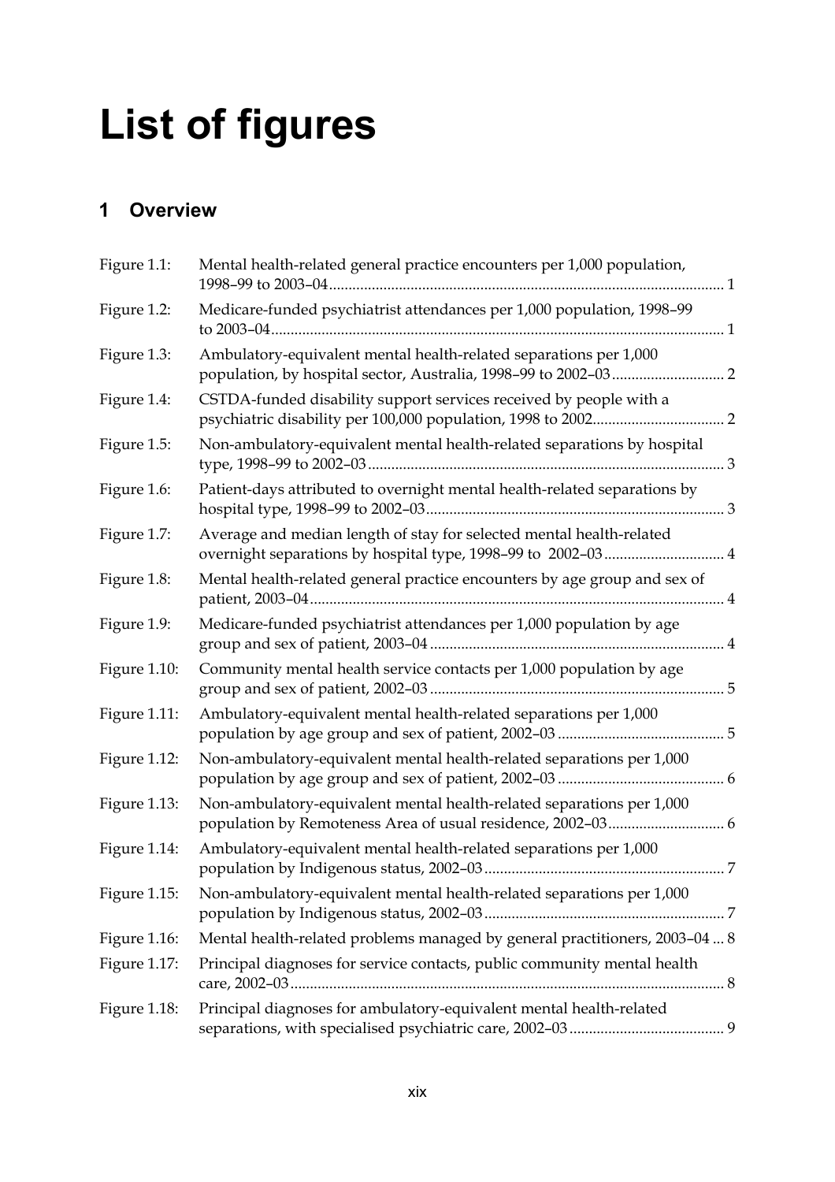# List of figures

## 1 Overview

| | | |
|---|---|---|
| Figure 1.1: | Mental health-related general practice encounters per 1,000 population, 1998–99 to 2003–04 | 1 |
| Figure 1.2: | Medicare-funded psychiatrist attendances per 1,000 population, 1998–99 to 2003–04 | 1 |
| Figure 1.3: | Ambulatory-equivalent mental health-related separations per 1,000 population, by hospital sector, Australia, 1998–99 to 2002–03 | 2 |
| Figure 1.4: | CSTDA-funded disability support services received by people with a psychiatric disability per 100,000 population, 1998 to 2002 | 2 |
| Figure 1.5: | Non-ambulatory-equivalent mental health-related separations by hospital type, 1998–99 to 2002–03 | 3 |
| Figure 1.6: | Patient-days attributed to overnight mental health-related separations by hospital type, 1998–99 to 2002–03 | 3 |
| Figure 1.7: | Average and median length of stay for selected mental health-related overnight separations by hospital type, 1998–99 to 2002–03 | 4 |
| Figure 1.8: | Mental health-related general practice encounters by age group and sex of patient, 2003–04 | 4 |
| Figure 1.9: | Medicare-funded psychiatrist attendances per 1,000 population by age group and sex of patient, 2003–04 | 4 |
| Figure 1.10: | Community mental health service contacts per 1,000 population by age group and sex of patient, 2002–03 | 5 |
| Figure 1.11: | Ambulatory-equivalent mental health-related separations per 1,000 population by age group and sex of patient, 2002–03 | 5 |
| Figure 1.12: | Non-ambulatory-equivalent mental health-related separations per 1,000 population by age group and sex of patient, 2002–03 | 6 |
| Figure 1.13: | Non-ambulatory-equivalent mental health-related separations per 1,000 population by Remoteness Area of usual residence, 2002–03 | 6 |
| Figure 1.14: | Ambulatory-equivalent mental health-related separations per 1,000 population by Indigenous status, 2002–03 | 7 |
| Figure 1.15: | Non-ambulatory-equivalent mental health-related separations per 1,000 population by Indigenous status, 2002–03 | 7 |
| Figure 1.16: | Mental health-related problems managed by general practitioners, 2003–04 | 8 |
| Figure 1.17: | Principal diagnoses for service contacts, public community mental health care, 2002–03 | 8 |
| Figure 1.18: | Principal diagnoses for ambulatory-equivalent mental health-related separations, with specialised psychiatric care, 2002–03 | 9 |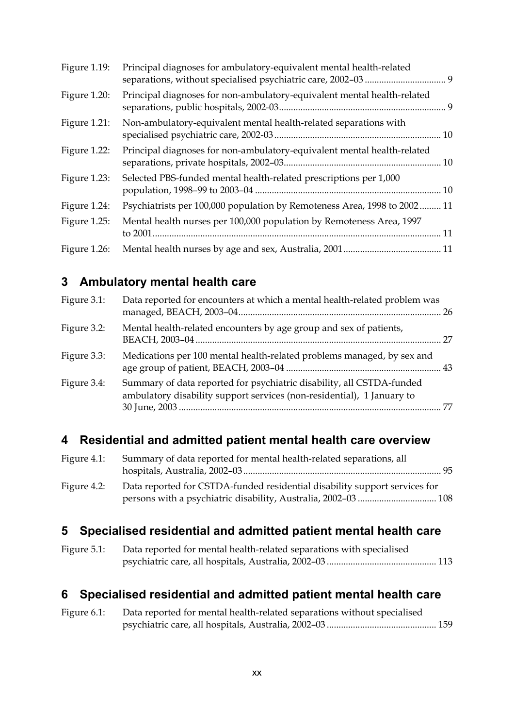| | | |
|---|---|---|
| Figure 1.19: | Principal diagnoses for ambulatory-equivalent mental health-related separations, without specialised psychiatric care, 2002–03 | 9 |
| Figure 1.20: | Principal diagnoses for non-ambulatory-equivalent mental health-related separations, public hospitals, 2002-03 | 9 |
| Figure 1.21: | Non-ambulatory-equivalent mental health-related separations with specialised psychiatric care, 2002-03 | 10 |
| Figure 1.22: | Principal diagnoses for non-ambulatory-equivalent mental health-related separations, private hospitals, 2002–03 | 10 |
| Figure 1.23: | Selected PBS-funded mental health-related prescriptions per 1,000 population, 1998–99 to 2003–04 | 10 |
| Figure 1.24: | Psychiatrists per 100,000 population by Remoteness Area, 1998 to 2002 | 11 |
| Figure 1.25: | Mental health nurses per 100,000 population by Remoteness Area, 1997 to 2001 | 11 |
| Figure 1.26: | Mental health nurses by age and sex, Australia, 2001 | 11 |

## 3 Ambulatory mental health care

| | | |
|---|---|---|
| Figure 3.1: | Data reported for encounters at which a mental health-related problem was managed, BEACH, 2003–04 | 26 |
| Figure 3.2: | Mental health-related encounters by age group and sex of patients, BEACH, 2003–04 | 27 |
| Figure 3.3: | Medications per 100 mental health-related problems managed, by sex and age group of patient, BEACH, 2003–04 | 43 |
| Figure 3.4: | Summary of data reported for psychiatric disability, all CSTDA-funded ambulatory disability support services (non-residential), 1 January to 30 June, 2003 | 77 |

## 4 Residential and admitted patient mental health care overview

| | | |
|---|---|---|
| Figure 4.1: | Summary of data reported for mental health-related separations, all hospitals, Australia, 2002–03 | 95 |
| Figure 4.2: | Data reported for CSTDA-funded residential disability support services for persons with a psychiatric disability, Australia, 2002–03 | 108 |

## 5 Specialised residential and admitted patient mental health care

| | | |
|---|---|---|
| Figure 5.1: | Data reported for mental health-related separations with specialised psychiatric care, all hospitals, Australia, 2002–03 | 113 |

## 6 Specialised residential and admitted patient mental health care

| | | |
|---|---|---|
| Figure 6.1: | Data reported for mental health-related separations without specialised psychiatric care, all hospitals, Australia, 2002–03 | 159 |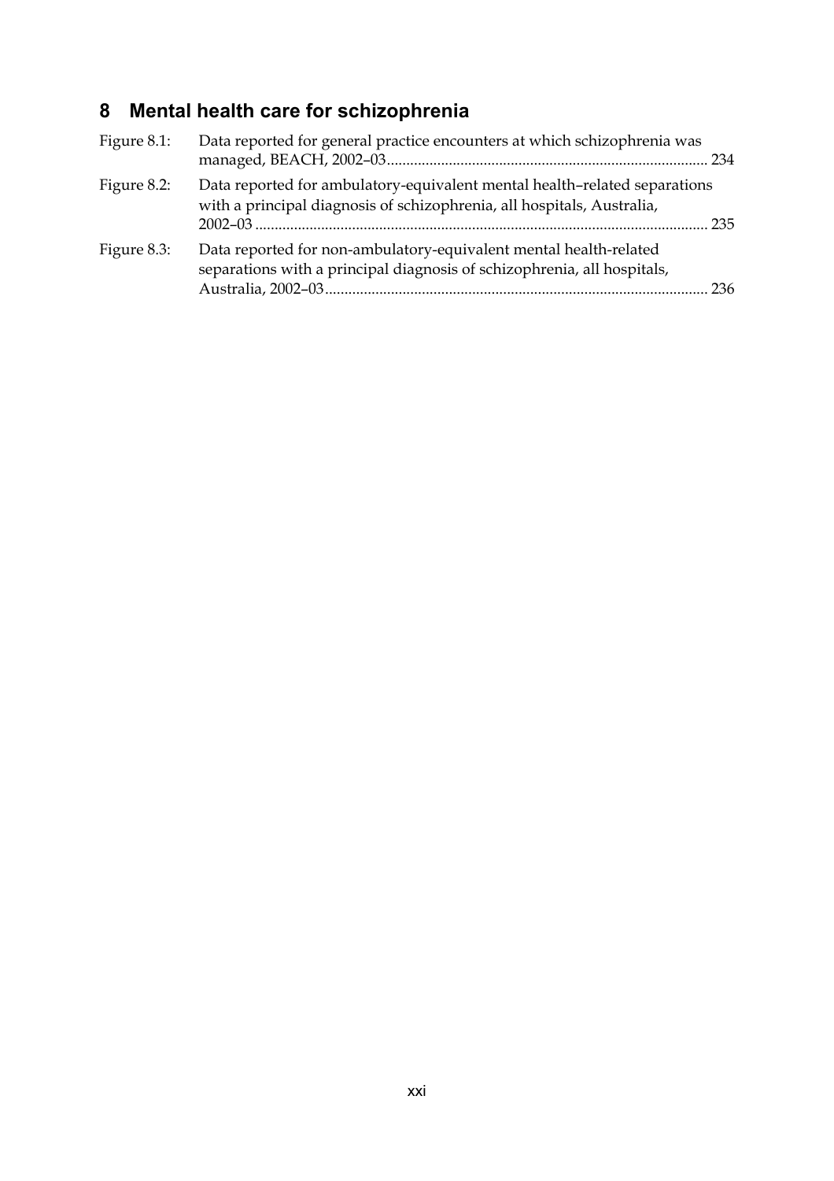## 8 Mental health care for schizophrenia

Figure 8.1: Data reported for general practice encounters at which schizophrenia was managed, BEACH, 2002–03 .................................................................................. 234

Figure 8.2: Data reported for ambulatory-equivalent mental health–related separations with a principal diagnosis of schizophrenia, all hospitals, Australia, 2002–03 .................................................................................................................... 235

Figure 8.3: Data reported for non-ambulatory-equivalent mental health-related separations with a principal diagnosis of schizophrenia, all hospitals, Australia, 2002–03 .................................................................................................. 236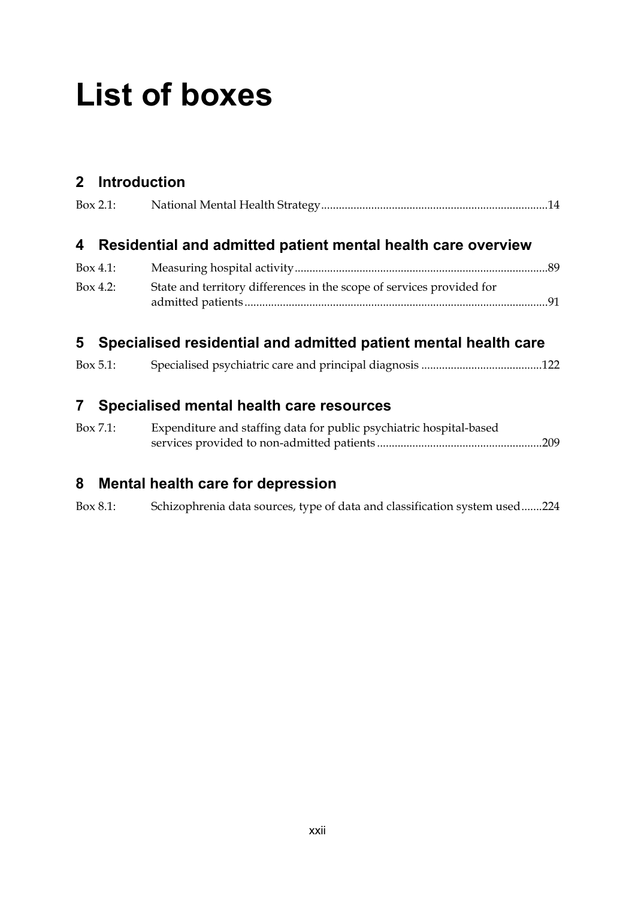# List of boxes

## 2 Introduction

Box 2.1: National Mental Health Strategy....14

## 4 Residential and admitted patient mental health care overview

Box 4.1: Measuring hospital activity....89

Box 4.2: State and territory differences in the scope of services provided for admitted patients....91

## 5 Specialised residential and admitted patient mental health care

Box 5.1: Specialised psychiatric care and principal diagnosis....122

## 7 Specialised mental health care resources

Box 7.1: Expenditure and staffing data for public psychiatric hospital-based services provided to non-admitted patients....209

## 8 Mental health care for depression

Box 8.1: Schizophrenia data sources, type of data and classification system used....224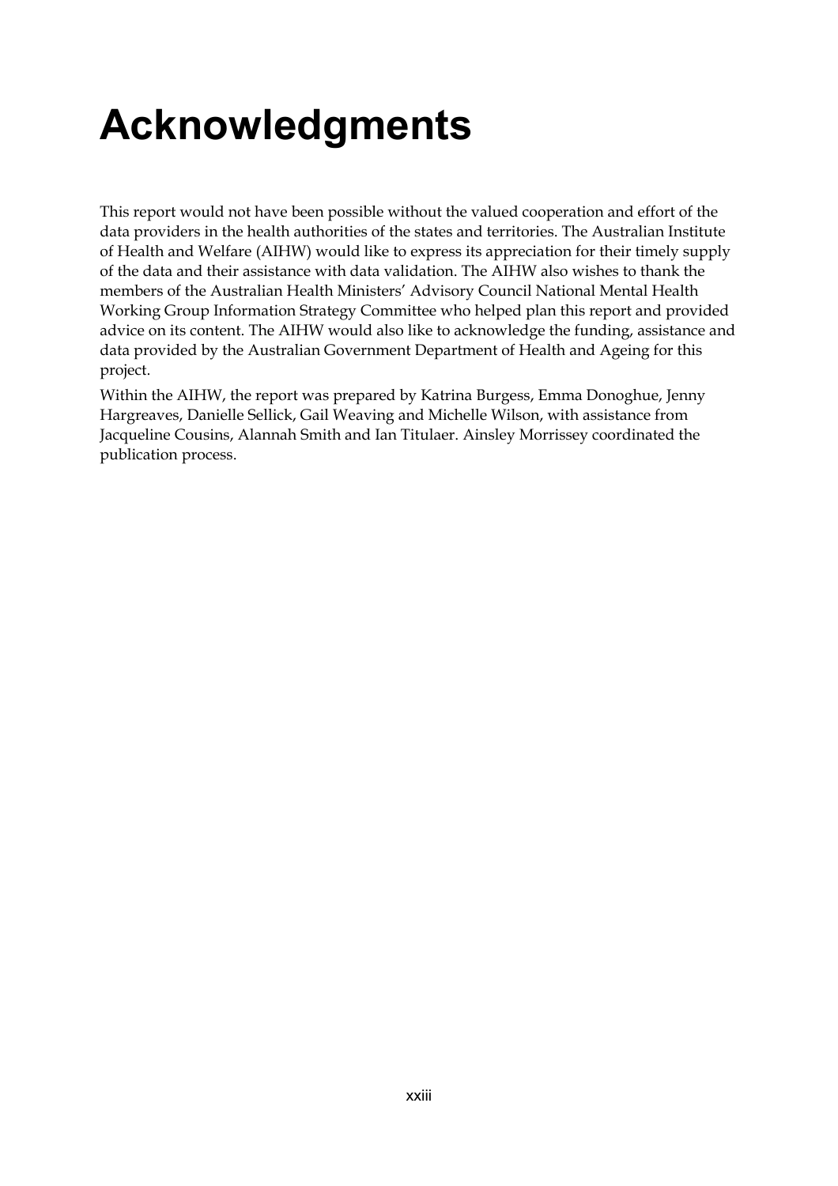# Acknowledgments

This report would not have been possible without the valued cooperation and effort of the data providers in the health authorities of the states and territories. The Australian Institute of Health and Welfare (AIHW) would like to express its appreciation for their timely supply of the data and their assistance with data validation. The AIHW also wishes to thank the members of the Australian Health Ministers' Advisory Council National Mental Health Working Group Information Strategy Committee who helped plan this report and provided advice on its content. The AIHW would also like to acknowledge the funding, assistance and data provided by the Australian Government Department of Health and Ageing for this project.

Within the AIHW, the report was prepared by Katrina Burgess, Emma Donoghue, Jenny Hargreaves, Danielle Sellick, Gail Weaving and Michelle Wilson, with assistance from Jacqueline Cousins, Alannah Smith and Ian Titulaer. Ainsley Morrissey coordinated the publication process.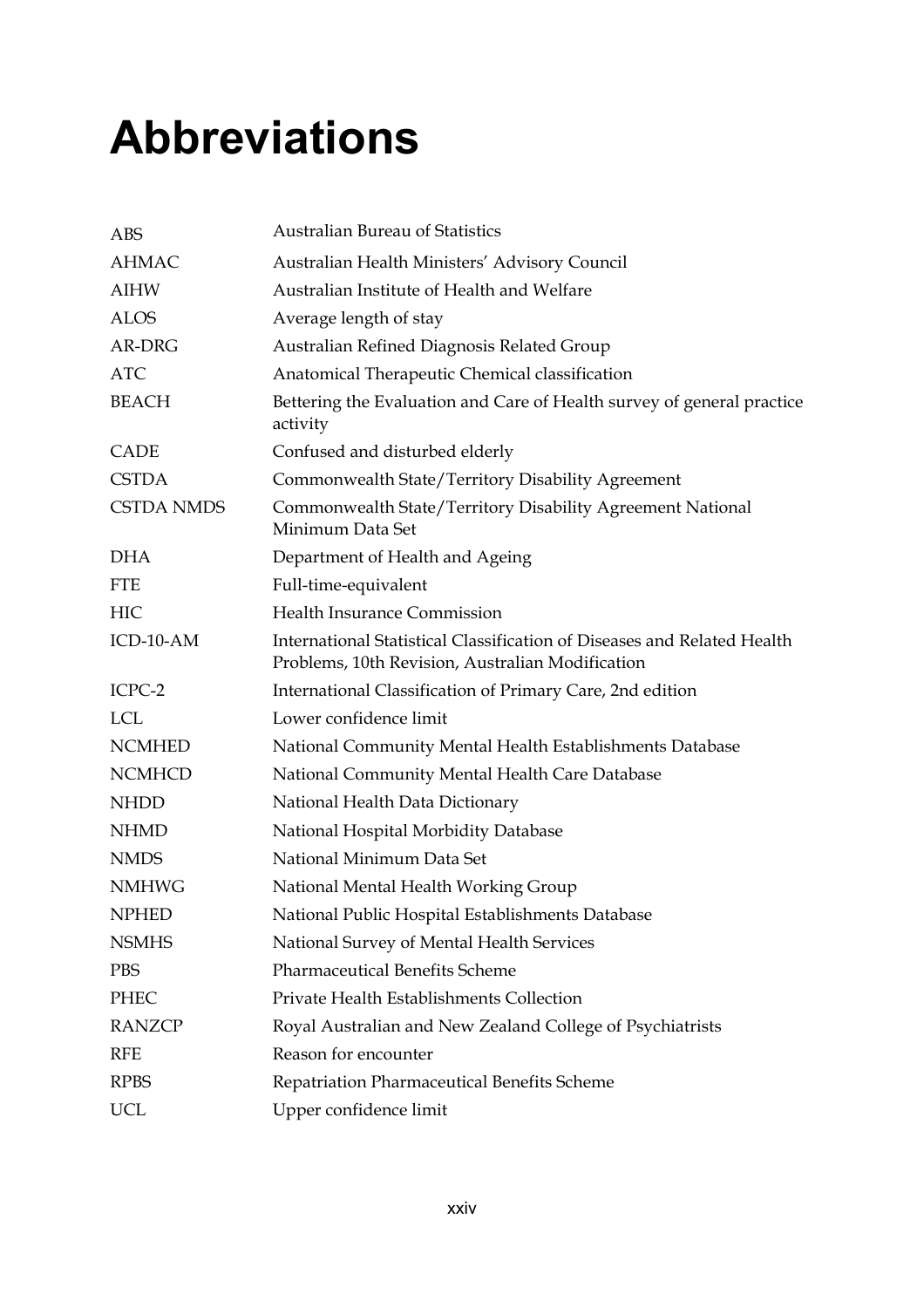# Abbreviations

| | |
|---|---|
| ABS | Australian Bureau of Statistics |
| AHMAC | Australian Health Ministers' Advisory Council |
| AIHW | Australian Institute of Health and Welfare |
| ALOS | Average length of stay |
| AR-DRG | Australian Refined Diagnosis Related Group |
| ATC | Anatomical Therapeutic Chemical classification |
| BEACH | Bettering the Evaluation and Care of Health survey of general practice activity |
| CADE | Confused and disturbed elderly |
| CSTDA | Commonwealth State/Territory Disability Agreement |
| CSTDA NMDS | Commonwealth State/Territory Disability Agreement National Minimum Data Set |
| DHA | Department of Health and Ageing |
| FTE | Full-time-equivalent |
| HIC | Health Insurance Commission |
| ICD-10-AM | International Statistical Classification of Diseases and Related Health Problems, 10th Revision, Australian Modification |
| ICPC-2 | International Classification of Primary Care, 2nd edition |
| LCL | Lower confidence limit |
| NCMHED | National Community Mental Health Establishments Database |
| NCMHCD | National Community Mental Health Care Database |
| NHDD | National Health Data Dictionary |
| NHMD | National Hospital Morbidity Database |
| NMDS | National Minimum Data Set |
| NMHWG | National Mental Health Working Group |
| NPHED | National Public Hospital Establishments Database |
| NSMHS | National Survey of Mental Health Services |
| PBS | Pharmaceutical Benefits Scheme |
| PHEC | Private Health Establishments Collection |
| RANZCP | Royal Australian and New Zealand College of Psychiatrists |
| RFE | Reason for encounter |
| RPBS | Repatriation Pharmaceutical Benefits Scheme |
| UCL | Upper confidence limit |